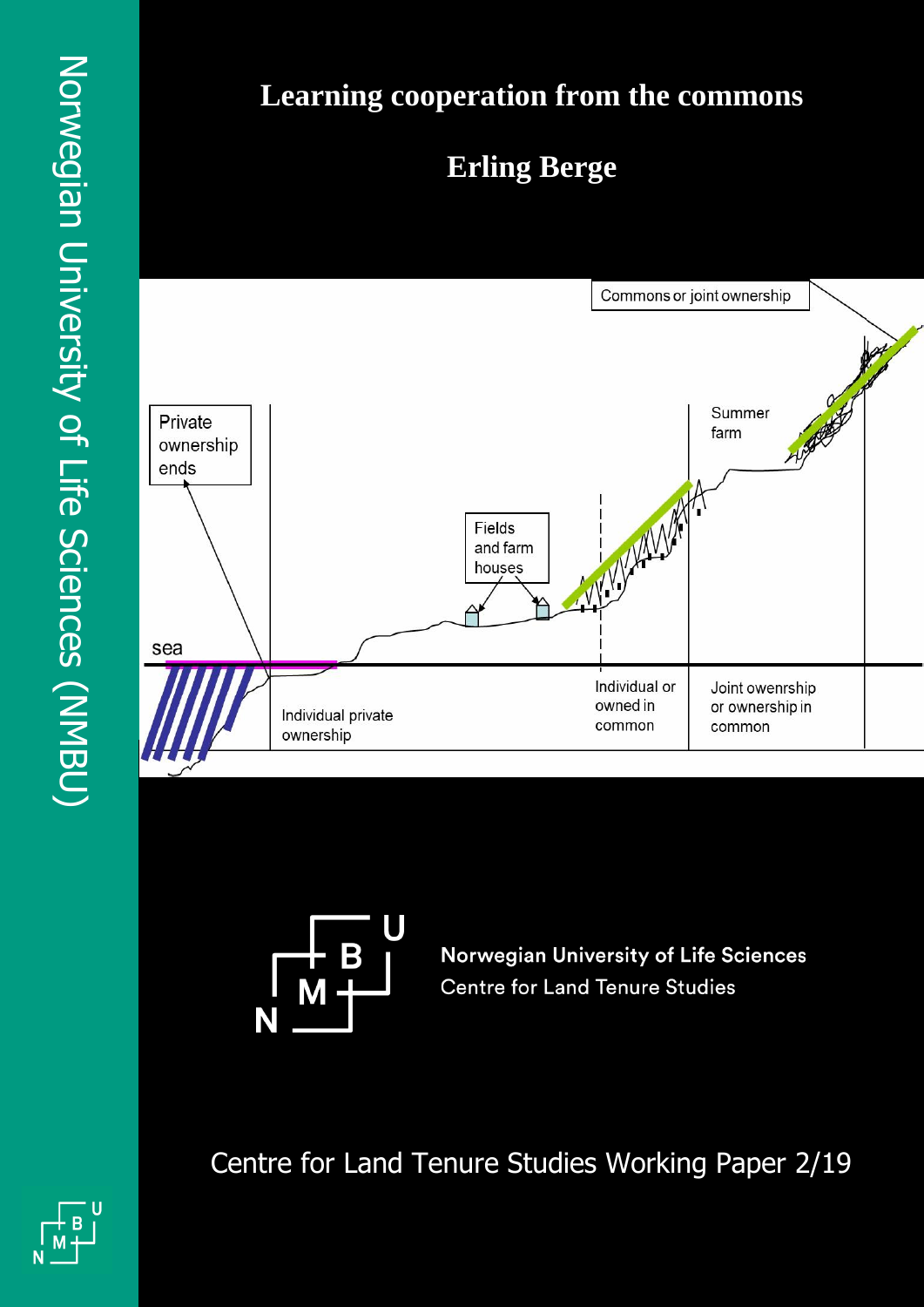# Learning cooperation from the commons

## Erling Berge

Norwegian University of Life Sciences (NMBU)

Norwegian University of Life Sciences
Centre for Land Tenure Studies

Centre for Land Tenure Studies Working Paper 2/19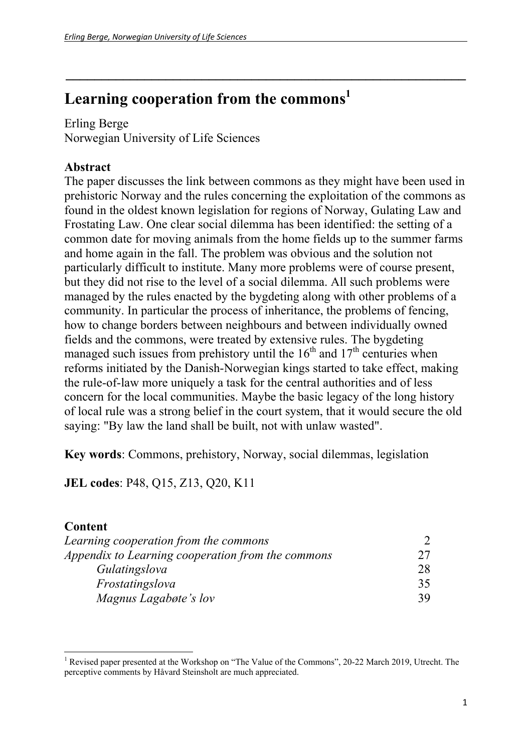# Learning cooperation from the commons[1]

Erling Berge
Norwegian University of Life Sciences

**Abstract**
The paper discusses the link between commons as they might have been used in prehistoric Norway and the rules concerning the exploitation of the commons as found in the oldest known legislation for regions of Norway, Gulating Law and Frostating Law. One clear social dilemma has been identified: the setting of a common date for moving animals from the home fields up to the summer farms and home again in the fall. The problem was obvious and the solution not particularly difficult to institute. Many more problems were of course present, but they did not rise to the level of a social dilemma. All such problems were managed by the rules enacted by the bygdeting along with other problems of a community. In particular the process of inheritance, the problems of fencing, how to change borders between neighbours and between individually owned fields and the commons, were treated by extensive rules. The bygdeting managed such issues from prehistory until the 16th and 17th centuries when reforms initiated by the Danish-Norwegian kings started to take effect, making the rule-of-law more uniquely a task for the central authorities and of less concern for the local communities. Maybe the basic legacy of the long history of local rule was a strong belief in the court system, that it would secure the old saying: "By law the land shall be built, not with unlaw wasted".

**Key words**: Commons, prehistory, Norway, social dilemmas, legislation

**JEL codes**: P48, Q15, Z13, Q20, K11

**Content**

| | |
|---|---|
| *Learning cooperation from the commons* | 2 |
| *Appendix to Learning cooperation from the commons* | 27 |
| *Gulatingslova* | 28 |
| *Frostatingslova* | 35 |
| *Magnus Lagabøte's lov* | 39 |

[1] Revised paper presented at the Workshop on "The Value of the Commons", 20-22 March 2019, Utrecht. The perceptive comments by Håvard Steinsholt are much appreciated.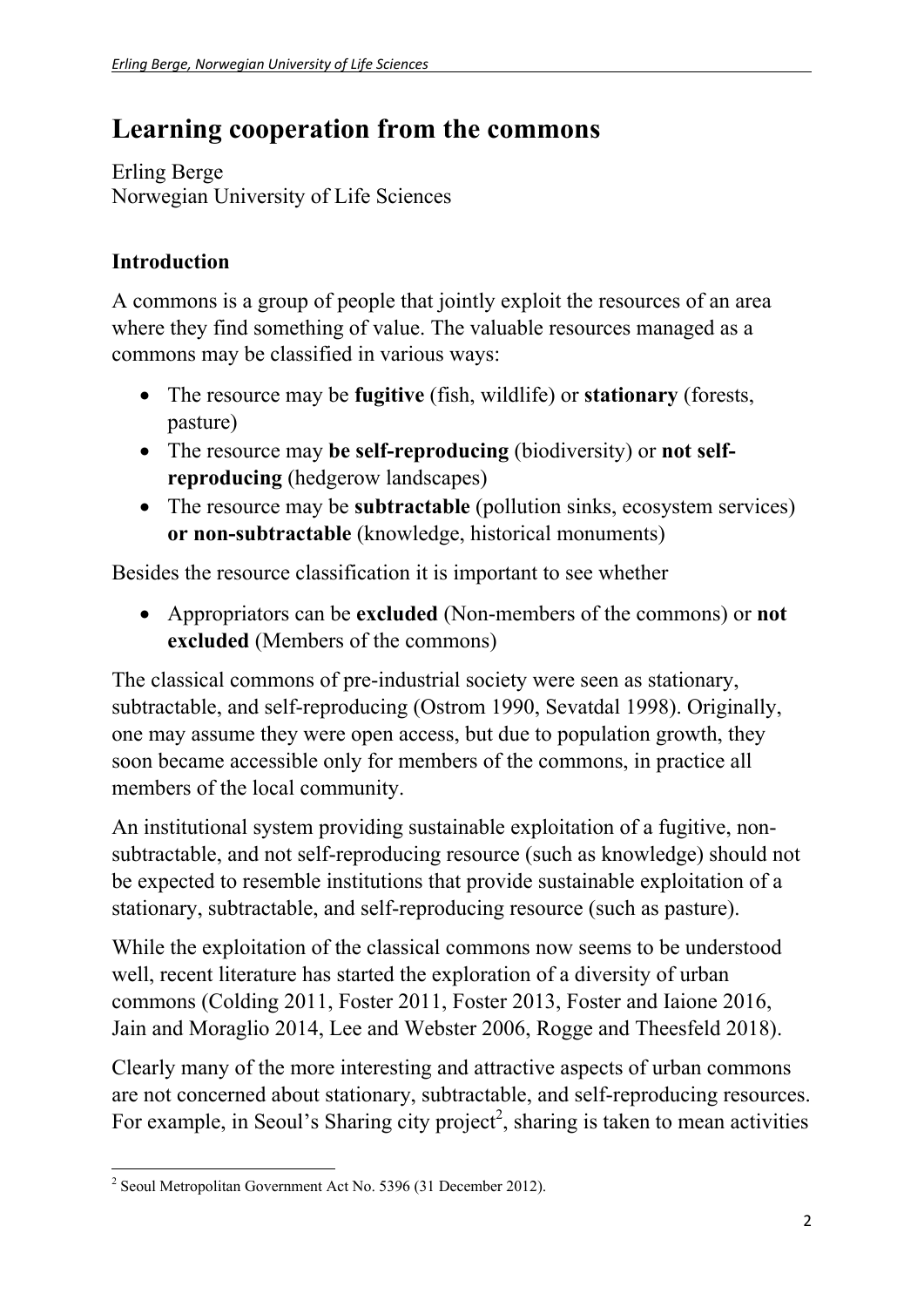# Learning cooperation from the commons

Erling Berge
Norwegian University of Life Sciences

## Introduction

A commons is a group of people that jointly exploit the resources of an area where they find something of value. The valuable resources managed as a commons may be classified in various ways:

- The resource may be **fugitive** (fish, wildlife) or **stationary** (forests, pasture)
- The resource may **be self-reproducing** (biodiversity) or **not self-reproducing** (hedgerow landscapes)
- The resource may be **subtractable** (pollution sinks, ecosystem services) **or non-subtractable** (knowledge, historical monuments)

Besides the resource classification it is important to see whether

- Appropriators can be **excluded** (Non-members of the commons) or **not excluded** (Members of the commons)

The classical commons of pre-industrial society were seen as stationary, subtractable, and self-reproducing (Ostrom 1990, Sevatdal 1998). Originally, one may assume they were open access, but due to population growth, they soon became accessible only for members of the commons, in practice all members of the local community.

An institutional system providing sustainable exploitation of a fugitive, non-subtractable, and not self-reproducing resource (such as knowledge) should not be expected to resemble institutions that provide sustainable exploitation of a stationary, subtractable, and self-reproducing resource (such as pasture).

While the exploitation of the classical commons now seems to be understood well, recent literature has started the exploration of a diversity of urban commons (Colding 2011, Foster 2011, Foster 2013, Foster and Iaione 2016, Jain and Moraglio 2014, Lee and Webster 2006, Rogge and Theesfeld 2018).

Clearly many of the more interesting and attractive aspects of urban commons are not concerned about stationary, subtractable, and self-reproducing resources. For example, in Seoul's Sharing city project[2], sharing is taken to mean activities

[2] Seoul Metropolitan Government Act No. 5396 (31 December 2012).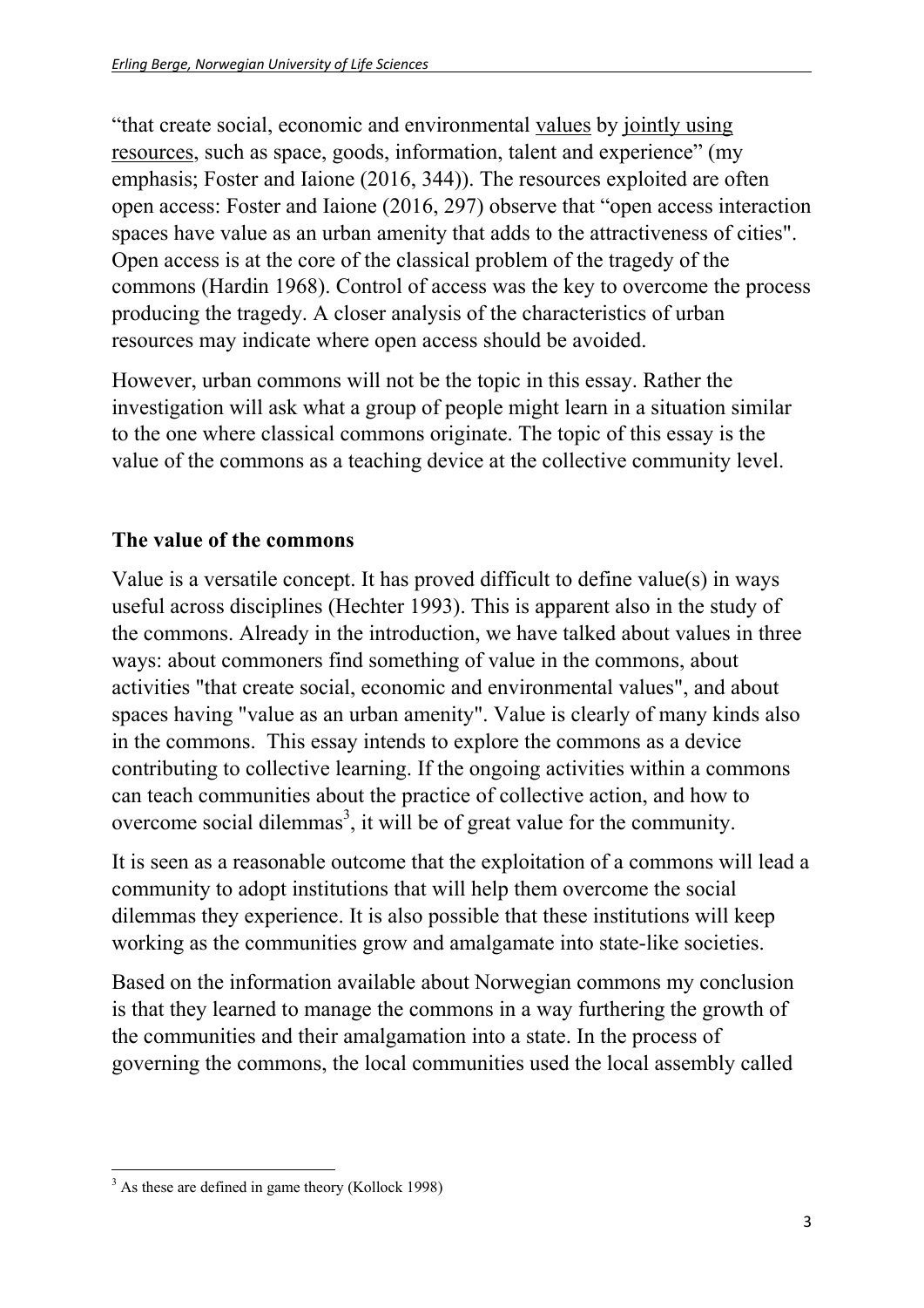"that create social, economic and environmental values by jointly using resources, such as space, goods, information, talent and experience" (my emphasis; Foster and Iaione (2016, 344)). The resources exploited are often open access: Foster and Iaione (2016, 297) observe that "open access interaction spaces have value as an urban amenity that adds to the attractiveness of cities". Open access is at the core of the classical problem of the tragedy of the commons (Hardin 1968). Control of access was the key to overcome the process producing the tragedy. A closer analysis of the characteristics of urban resources may indicate where open access should be avoided.

However, urban commons will not be the topic in this essay. Rather the investigation will ask what a group of people might learn in a situation similar to the one where classical commons originate. The topic of this essay is the value of the commons as a teaching device at the collective community level.

## The value of the commons

Value is a versatile concept. It has proved difficult to define value(s) in ways useful across disciplines (Hechter 1993). This is apparent also in the study of the commons. Already in the introduction, we have talked about values in three ways: about commoners find something of value in the commons, about activities "that create social, economic and environmental values", and about spaces having "value as an urban amenity". Value is clearly of many kinds also in the commons. This essay intends to explore the commons as a device contributing to collective learning. If the ongoing activities within a commons can teach communities about the practice of collective action, and how to overcome social dilemmas[3], it will be of great value for the community.

It is seen as a reasonable outcome that the exploitation of a commons will lead a community to adopt institutions that will help them overcome the social dilemmas they experience. It is also possible that these institutions will keep working as the communities grow and amalgamate into state-like societies.

Based on the information available about Norwegian commons my conclusion is that they learned to manage the commons in a way furthering the growth of the communities and their amalgamation into a state. In the process of governing the commons, the local communities used the local assembly called

[3] As these are defined in game theory (Kollock 1998)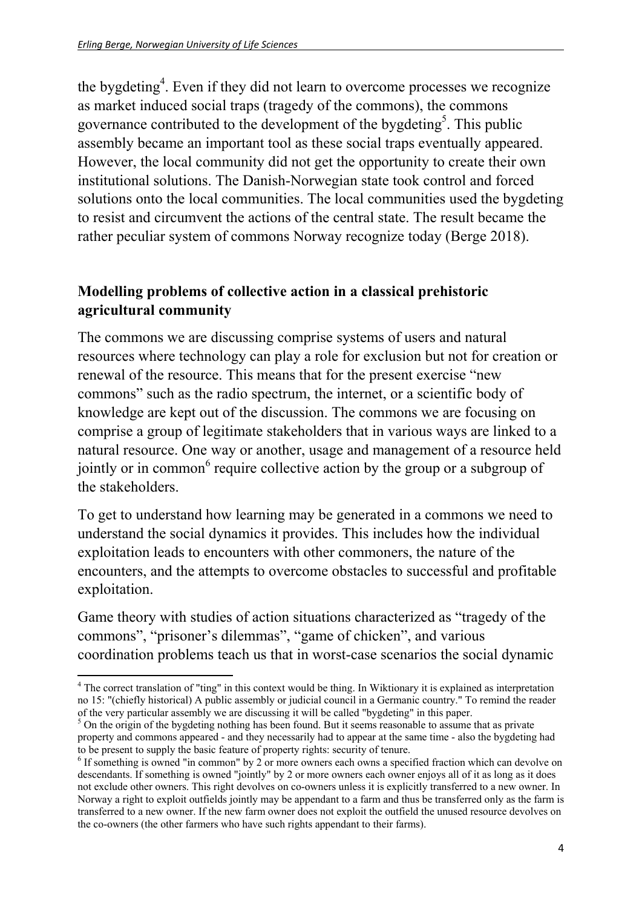the bygdeting[4]. Even if they did not learn to overcome processes we recognize as market induced social traps (tragedy of the commons), the commons governance contributed to the development of the bygdeting[5]. This public assembly became an important tool as these social traps eventually appeared. However, the local community did not get the opportunity to create their own institutional solutions. The Danish-Norwegian state took control and forced solutions onto the local communities. The local communities used the bygdeting to resist and circumvent the actions of the central state. The result became the rather peculiar system of commons Norway recognize today (Berge 2018).

## Modelling problems of collective action in a classical prehistoric agricultural community

The commons we are discussing comprise systems of users and natural resources where technology can play a role for exclusion but not for creation or renewal of the resource. This means that for the present exercise "new commons" such as the radio spectrum, the internet, or a scientific body of knowledge are kept out of the discussion. The commons we are focusing on comprise a group of legitimate stakeholders that in various ways are linked to a natural resource. One way or another, usage and management of a resource held jointly or in common[6] require collective action by the group or a subgroup of the stakeholders.

To get to understand how learning may be generated in a commons we need to understand the social dynamics it provides. This includes how the individual exploitation leads to encounters with other commoners, the nature of the encounters, and the attempts to overcome obstacles to successful and profitable exploitation.

Game theory with studies of action situations characterized as "tragedy of the commons", "prisoner's dilemmas", "game of chicken", and various coordination problems teach us that in worst-case scenarios the social dynamic

---

[4] The correct translation of "ting" in this context would be thing. In Wiktionary it is explained as interpretation no 15: "(chiefly historical) A public assembly or judicial council in a Germanic country." To remind the reader of the very particular assembly we are discussing it will be called "bygdeting" in this paper.

[5] On the origin of the bygdeting nothing has been found. But it seems reasonable to assume that as private property and commons appeared - and they necessarily had to appear at the same time - also the bygdeting had to be present to supply the basic feature of property rights: security of tenure.

[6] If something is owned "in common" by 2 or more owners each owns a specified fraction which can devolve on descendants. If something is owned "jointly" by 2 or more owners each owner enjoys all of it as long as it does not exclude other owners. This right devolves on co-owners unless it is explicitly transferred to a new owner. In Norway a right to exploit outfields jointly may be appendant to a farm and thus be transferred only as the farm is transferred to a new owner. If the new farm owner does not exploit the outfield the unused resource devolves on the co-owners (the other farmers who have such rights appendant to their farms).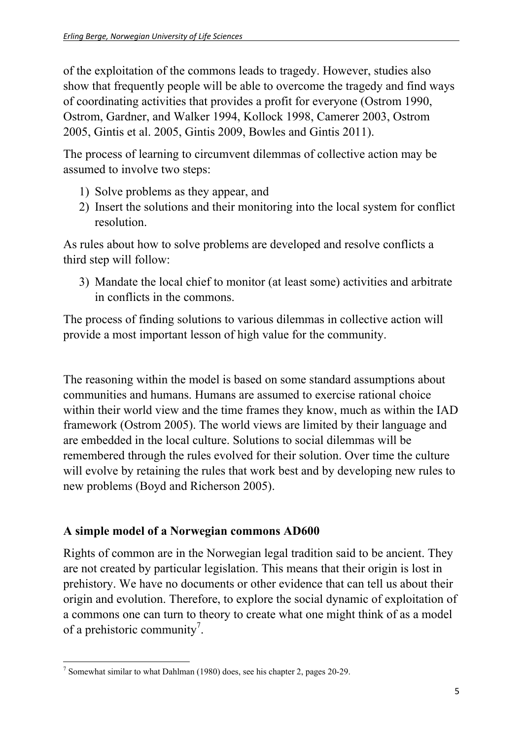of the exploitation of the commons leads to tragedy. However, studies also show that frequently people will be able to overcome the tragedy and find ways of coordinating activities that provides a profit for everyone (Ostrom 1990, Ostrom, Gardner, and Walker 1994, Kollock 1998, Camerer 2003, Ostrom 2005, Gintis et al. 2005, Gintis 2009, Bowles and Gintis 2011).

The process of learning to circumvent dilemmas of collective action may be assumed to involve two steps:

1) Solve problems as they appear, and
2) Insert the solutions and their monitoring into the local system for conflict resolution.

As rules about how to solve problems are developed and resolve conflicts a third step will follow:

3) Mandate the local chief to monitor (at least some) activities and arbitrate in conflicts in the commons.

The process of finding solutions to various dilemmas in collective action will provide a most important lesson of high value for the community.

The reasoning within the model is based on some standard assumptions about communities and humans. Humans are assumed to exercise rational choice within their world view and the time frames they know, much as within the IAD framework (Ostrom 2005). The world views are limited by their language and are embedded in the local culture. Solutions to social dilemmas will be remembered through the rules evolved for their solution. Over time the culture will evolve by retaining the rules that work best and by developing new rules to new problems (Boyd and Richerson 2005).

## A simple model of a Norwegian commons AD600

Rights of common are in the Norwegian legal tradition said to be ancient. They are not created by particular legislation. This means that their origin is lost in prehistory. We have no documents or other evidence that can tell us about their origin and evolution. Therefore, to explore the social dynamic of exploitation of a commons one can turn to theory to create what one might think of as a model of a prehistoric community[7].

[7] Somewhat similar to what Dahlman (1980) does, see his chapter 2, pages 20-29.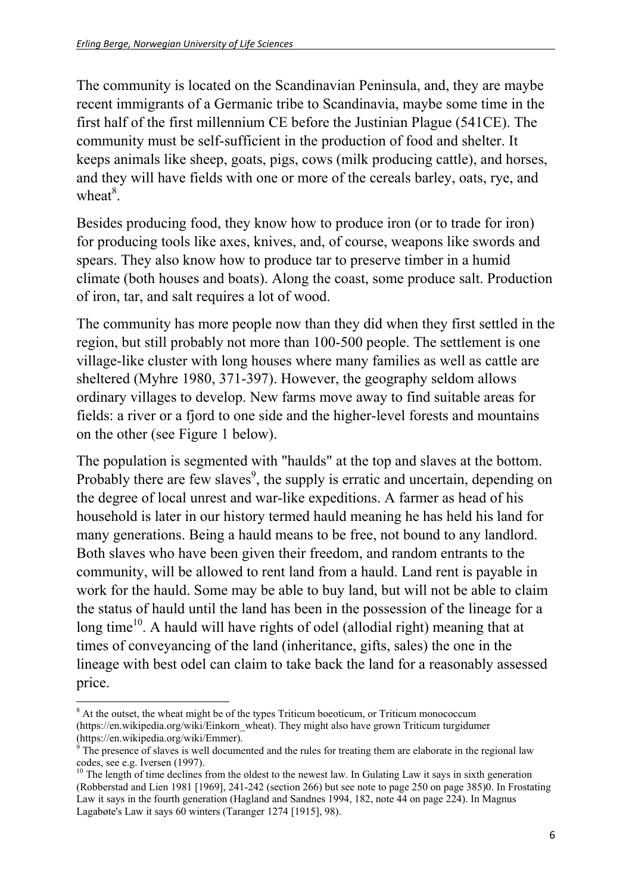The community is located on the Scandinavian Peninsula, and, they are maybe recent immigrants of a Germanic tribe to Scandinavia, maybe some time in the first half of the first millennium CE before the Justinian Plague (541CE). The community must be self-sufficient in the production of food and shelter. It keeps animals like sheep, goats, pigs, cows (milk producing cattle), and horses, and they will have fields with one or more of the cereals barley, oats, rye, and wheat[8].

Besides producing food, they know how to produce iron (or to trade for iron) for producing tools like axes, knives, and, of course, weapons like swords and spears. They also know how to produce tar to preserve timber in a humid climate (both houses and boats). Along the coast, some produce salt. Production of iron, tar, and salt requires a lot of wood.

The community has more people now than they did when they first settled in the region, but still probably not more than 100-500 people. The settlement is one village-like cluster with long houses where many families as well as cattle are sheltered (Myhre 1980, 371-397). However, the geography seldom allows ordinary villages to develop. New farms move away to find suitable areas for fields: a river or a fjord to one side and the higher-level forests and mountains on the other (see Figure 1 below).

The population is segmented with "haulds" at the top and slaves at the bottom. Probably there are few slaves[9], the supply is erratic and uncertain, depending on the degree of local unrest and war-like expeditions. A farmer as head of his household is later in our history termed hauld meaning he has held his land for many generations. Being a hauld means to be free, not bound to any landlord. Both slaves who have been given their freedom, and random entrants to the community, will be allowed to rent land from a hauld. Land rent is payable in work for the hauld. Some may be able to buy land, but will not be able to claim the status of hauld until the land has been in the possession of the lineage for a long time[10]. A hauld will have rights of odel (allodial right) meaning that at times of conveyancing of the land (inheritance, gifts, sales) the one in the lineage with best odel can claim to take back the land for a reasonably assessed price.

---

[8] At the outset, the wheat might be of the types Triticum boeoticum, or Triticum monococcum (https://en.wikipedia.org/wiki/Einkorn_wheat). They might also have grown Triticum turgidumer (https://en.wikipedia.org/wiki/Emmer).

[9] The presence of slaves is well documented and the rules for treating them are elaborate in the regional law codes, see e.g. Iversen (1997).

[10] The length of time declines from the oldest to the newest law. In Gulating Law it says in sixth generation (Robberstad and Lien 1981 [1969], 241-242 (section 266) but see note to page 250 on page 385)0. In Frostating Law it says in the fourth generation (Hagland and Sandnes 1994, 182, note 44 on page 224). In Magnus Lagabøte's Law it says 60 winters (Taranger 1274 [1915], 98).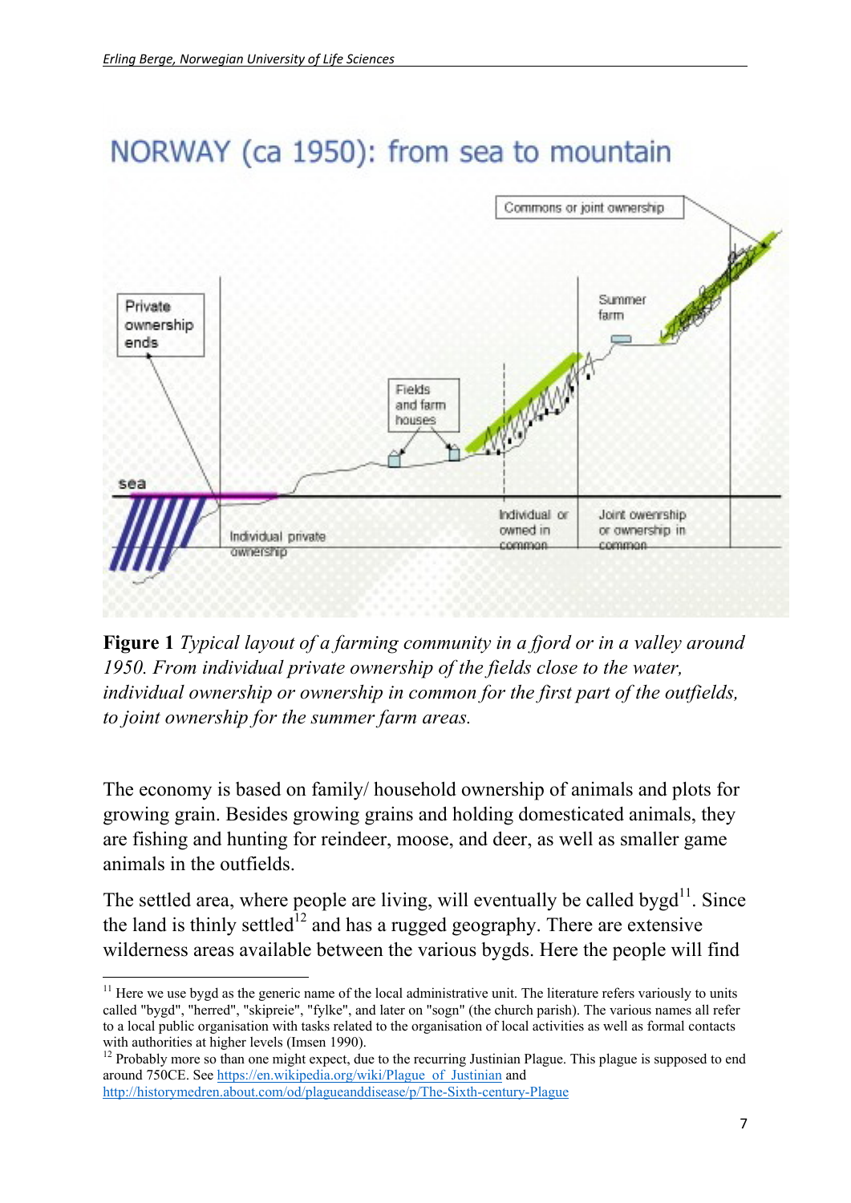**Figure 1** *Typical layout of a farming community in a fjord or in a valley around 1950. From individual private ownership of the fields close to the water, individual ownership or ownership in common for the first part of the outfields, to joint ownership for the summer farm areas.*

The economy is based on family/ household ownership of animals and plots for growing grain. Besides growing grains and holding domesticated animals, they are fishing and hunting for reindeer, moose, and deer, as well as smaller game animals in the outfields.

The settled area, where people are living, will eventually be called bygd[11]. Since the land is thinly settled[12] and has a rugged geography. There are extensive wilderness areas available between the various bygds. Here the people will find

[11] Here we use bygd as the generic name of the local administrative unit. The literature refers variously to units called "bygd", "herred", "skipreie", "fylke", and later on "sogn" (the church parish). The various names all refer to a local public organisation with tasks related to the organisation of local activities as well as formal contacts with authorities at higher levels (Imsen 1990).

[12] Probably more so than one might expect, due to the recurring Justinian Plague. This plague is supposed to end around 750CE. See https://en.wikipedia.org/wiki/Plague_of_Justinian and http://historymedren.about.com/od/plagueanddisease/p/The-Sixth-century-Plague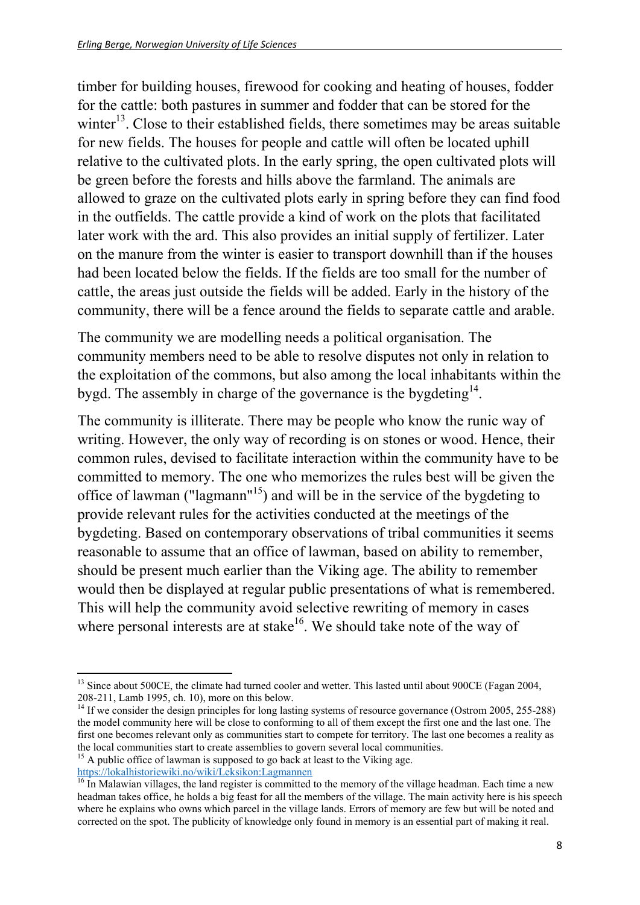timber for building houses, firewood for cooking and heating of houses, fodder for the cattle: both pastures in summer and fodder that can be stored for the winter[13]. Close to their established fields, there sometimes may be areas suitable for new fields. The houses for people and cattle will often be located uphill relative to the cultivated plots. In the early spring, the open cultivated plots will be green before the forests and hills above the farmland. The animals are allowed to graze on the cultivated plots early in spring before they can find food in the outfields. The cattle provide a kind of work on the plots that facilitated later work with the ard. This also provides an initial supply of fertilizer. Later on the manure from the winter is easier to transport downhill than if the houses had been located below the fields. If the fields are too small for the number of cattle, the areas just outside the fields will be added. Early in the history of the community, there will be a fence around the fields to separate cattle and arable.

The community we are modelling needs a political organisation. The community members need to be able to resolve disputes not only in relation to the exploitation of the commons, but also among the local inhabitants within the bygd. The assembly in charge of the governance is the bygdeting[14].

The community is illiterate. There may be people who know the runic way of writing. However, the only way of recording is on stones or wood. Hence, their common rules, devised to facilitate interaction within the community have to be committed to memory. The one who memorizes the rules best will be given the office of lawman ("lagmann"[15]) and will be in the service of the bygdeting to provide relevant rules for the activities conducted at the meetings of the bygdeting. Based on contemporary observations of tribal communities it seems reasonable to assume that an office of lawman, based on ability to remember, should be present much earlier than the Viking age. The ability to remember would then be displayed at regular public presentations of what is remembered. This will help the community avoid selective rewriting of memory in cases where personal interests are at stake[16]. We should take note of the way of

---

[13] Since about 500CE, the climate had turned cooler and wetter. This lasted until about 900CE (Fagan 2004, 208-211, Lamb 1995, ch. 10), more on this below.

[14] If we consider the design principles for long lasting systems of resource governance (Ostrom 2005, 255-288) the model community here will be close to conforming to all of them except the first one and the last one. The first one becomes relevant only as communities start to compete for territory. The last one becomes a reality as the local communities start to create assemblies to govern several local communities.

[15] A public office of lawman is supposed to go back at least to the Viking age. https://lokalhistoriewiki.no/wiki/Leksikon:Lagmannen

[16] In Malawian villages, the land register is committed to the memory of the village headman. Each time a new headman takes office, he holds a big feast for all the members of the village. The main activity here is his speech where he explains who owns which parcel in the village lands. Errors of memory are few but will be noted and corrected on the spot. The publicity of knowledge only found in memory is an essential part of making it real.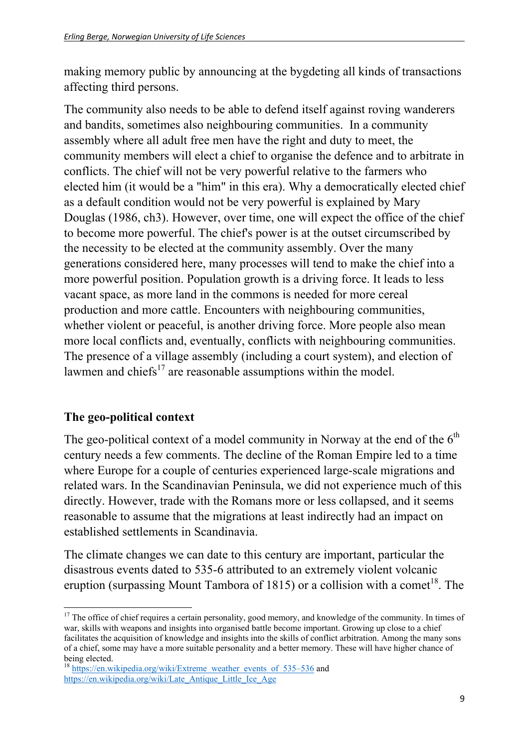making memory public by announcing at the bygdeting all kinds of transactions affecting third persons.

The community also needs to be able to defend itself against roving wanderers and bandits, sometimes also neighbouring communities. In a community assembly where all adult free men have the right and duty to meet, the community members will elect a chief to organise the defence and to arbitrate in conflicts. The chief will not be very powerful relative to the farmers who elected him (it would be a "him" in this era). Why a democratically elected chief as a default condition would not be very powerful is explained by Mary Douglas (1986, ch3). However, over time, one will expect the office of the chief to become more powerful. The chief's power is at the outset circumscribed by the necessity to be elected at the community assembly. Over the many generations considered here, many processes will tend to make the chief into a more powerful position. Population growth is a driving force. It leads to less vacant space, as more land in the commons is needed for more cereal production and more cattle. Encounters with neighbouring communities, whether violent or peaceful, is another driving force. More people also mean more local conflicts and, eventually, conflicts with neighbouring communities. The presence of a village assembly (including a court system), and election of lawmen and chiefs[17] are reasonable assumptions within the model.

## The geo-political context

The geo-political context of a model community in Norway at the end of the 6th century needs a few comments. The decline of the Roman Empire led to a time where Europe for a couple of centuries experienced large-scale migrations and related wars. In the Scandinavian Peninsula, we did not experience much of this directly. However, trade with the Romans more or less collapsed, and it seems reasonable to assume that the migrations at least indirectly had an impact on established settlements in Scandinavia.

The climate changes we can date to this century are important, particular the disastrous events dated to 535-6 attributed to an extremely violent volcanic eruption (surpassing Mount Tambora of 1815) or a collision with a comet[18]. The

[17] The office of chief requires a certain personality, good memory, and knowledge of the community. In times of war, skills with weapons and insights into organised battle become important. Growing up close to a chief facilitates the acquisition of knowledge and insights into the skills of conflict arbitration. Among the many sons of a chief, some may have a more suitable personality and a better memory. These will have higher chance of being elected.

[18] https://en.wikipedia.org/wiki/Extreme_weather_events_of_535–536 and https://en.wikipedia.org/wiki/Late_Antique_Little_Ice_Age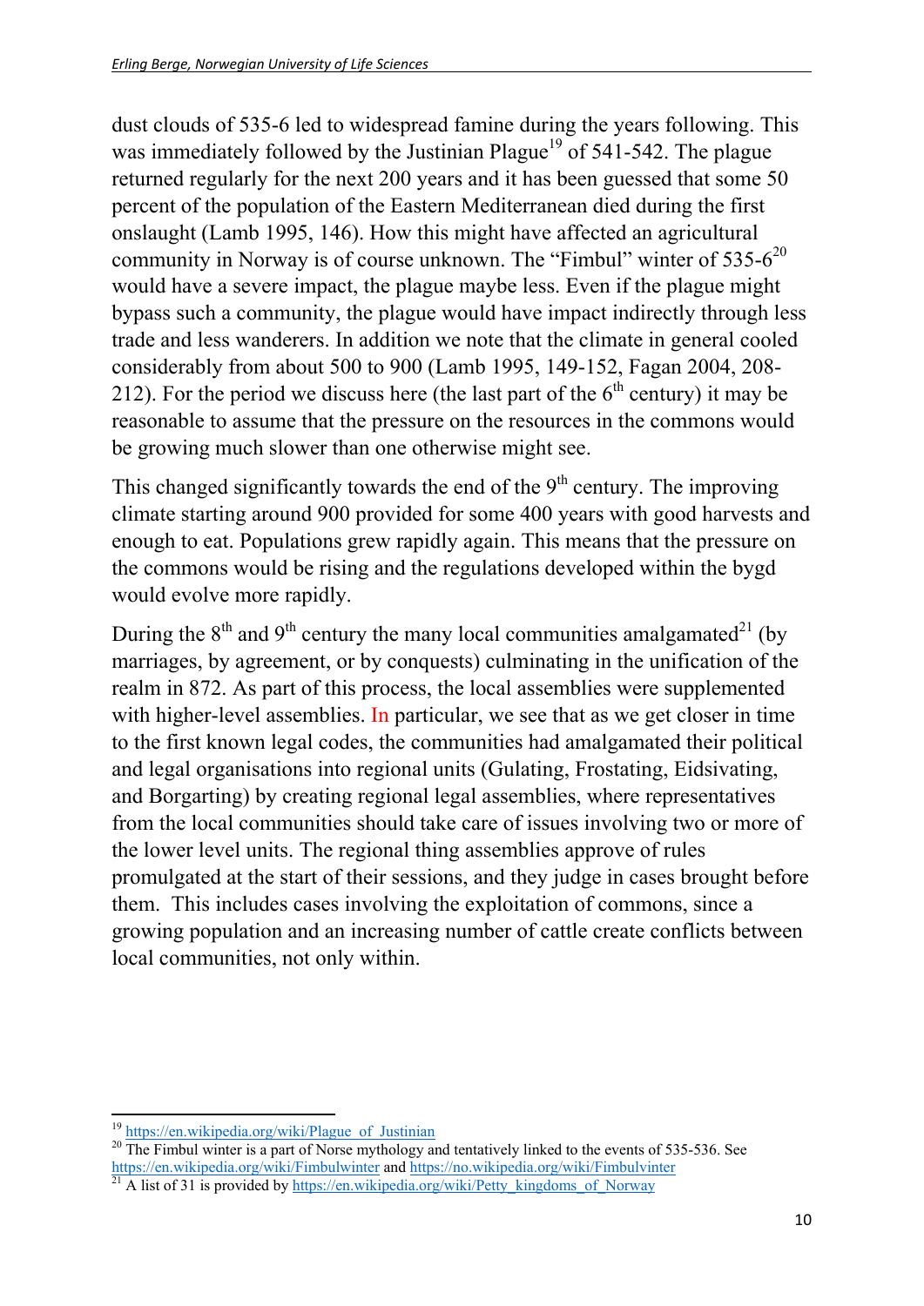dust clouds of 535-6 led to widespread famine during the years following. This was immediately followed by the Justinian Plague[19] of 541-542. The plague returned regularly for the next 200 years and it has been guessed that some 50 percent of the population of the Eastern Mediterranean died during the first onslaught (Lamb 1995, 146). How this might have affected an agricultural community in Norway is of course unknown. The "Fimbul" winter of 535-6[20] would have a severe impact, the plague maybe less. Even if the plague might bypass such a community, the plague would have impact indirectly through less trade and less wanderers. In addition we note that the climate in general cooled considerably from about 500 to 900 (Lamb 1995, 149-152, Fagan 2004, 208-212). For the period we discuss here (the last part of the 6th century) it may be reasonable to assume that the pressure on the resources in the commons would be growing much slower than one otherwise might see.

This changed significantly towards the end of the 9th century. The improving climate starting around 900 provided for some 400 years with good harvests and enough to eat. Populations grew rapidly again. This means that the pressure on the commons would be rising and the regulations developed within the bygd would evolve more rapidly.

During the 8th and 9th century the many local communities amalgamated[21] (by marriages, by agreement, or by conquests) culminating in the unification of the realm in 872. As part of this process, the local assemblies were supplemented with higher-level assemblies. In particular, we see that as we get closer in time to the first known legal codes, the communities had amalgamated their political and legal organisations into regional units (Gulating, Frostating, Eidsivating, and Borgarting) by creating regional legal assemblies, where representatives from the local communities should take care of issues involving two or more of the lower level units. The regional thing assemblies approve of rules promulgated at the start of their sessions, and they judge in cases brought before them. This includes cases involving the exploitation of commons, since a growing population and an increasing number of cattle create conflicts between local communities, not only within.

---

[19] https://en.wikipedia.org/wiki/Plague_of_Justinian

[20] The Fimbul winter is a part of Norse mythology and tentatively linked to the events of 535-536. See https://en.wikipedia.org/wiki/Fimbulwinter and https://no.wikipedia.org/wiki/Fimbulvinter

[21] A list of 31 is provided by https://en.wikipedia.org/wiki/Petty_kingdoms_of_Norway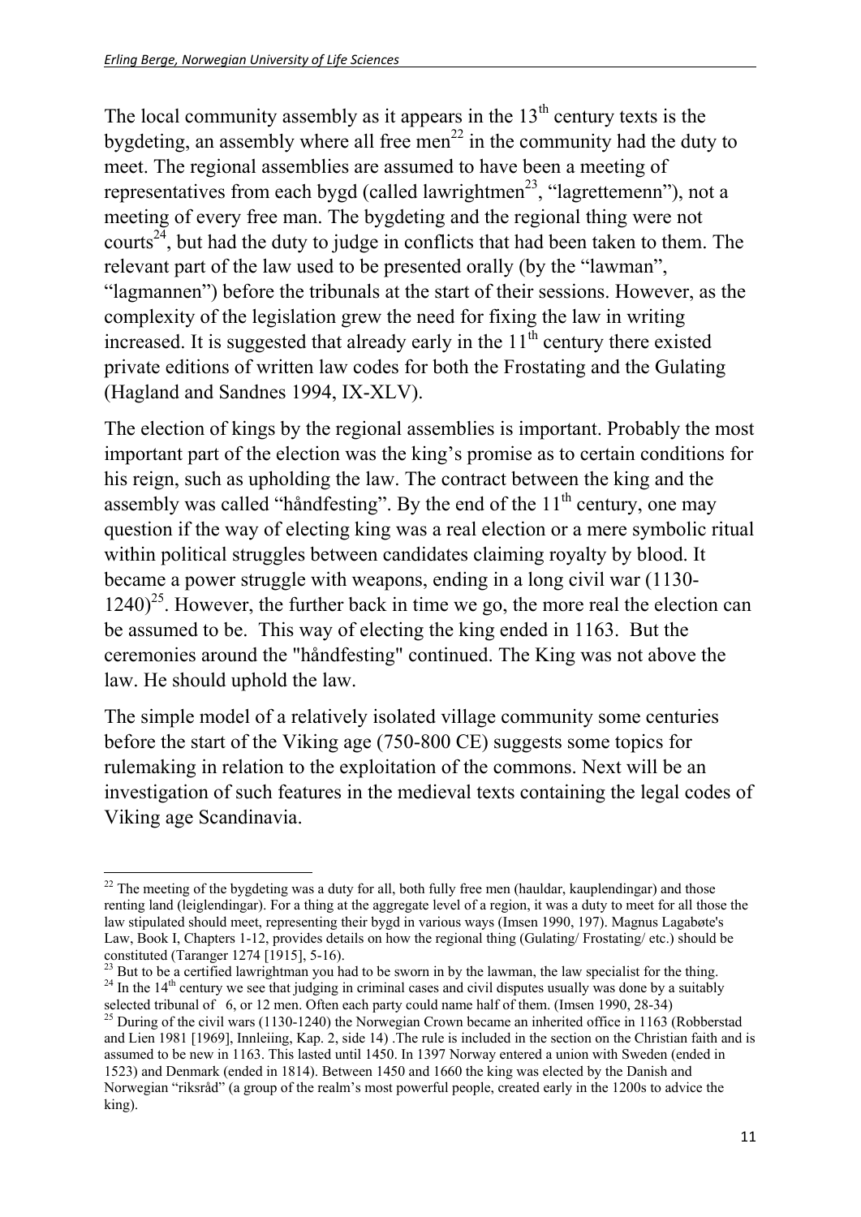The local community assembly as it appears in the 13th century texts is the bygdeting, an assembly where all free men[22] in the community had the duty to meet. The regional assemblies are assumed to have been a meeting of representatives from each bygd (called lawrightmen[23], "lagrettemenn"), not a meeting of every free man. The bygdeting and the regional thing were not courts[24], but had the duty to judge in conflicts that had been taken to them. The relevant part of the law used to be presented orally (by the "lawman", "lagmannen") before the tribunals at the start of their sessions. However, as the complexity of the legislation grew the need for fixing the law in writing increased. It is suggested that already early in the 11th century there existed private editions of written law codes for both the Frostating and the Gulating (Hagland and Sandnes 1994, IX-XLV).

The election of kings by the regional assemblies is important. Probably the most important part of the election was the king's promise as to certain conditions for his reign, such as upholding the law. The contract between the king and the assembly was called "håndfesting". By the end of the 11th century, one may question if the way of electing king was a real election or a mere symbolic ritual within political struggles between candidates claiming royalty by blood. It became a power struggle with weapons, ending in a long civil war (1130-1240)[25]. However, the further back in time we go, the more real the election can be assumed to be. This way of electing the king ended in 1163. But the ceremonies around the "håndfesting" continued. The King was not above the law. He should uphold the law.

The simple model of a relatively isolated village community some centuries before the start of the Viking age (750-800 CE) suggests some topics for rulemaking in relation to the exploitation of the commons. Next will be an investigation of such features in the medieval texts containing the legal codes of Viking age Scandinavia.

---

[22] The meeting of the bygdeting was a duty for all, both fully free men (hauldar, kauplendingar) and those renting land (leiglendingar). For a thing at the aggregate level of a region, it was a duty to meet for all those the law stipulated should meet, representing their bygd in various ways (Imsen 1990, 197). Magnus Lagabøte's Law, Book I, Chapters 1-12, provides details on how the regional thing (Gulating/ Frostating/ etc.) should be constituted (Taranger 1274 [1915], 5-16).

[23] But to be a certified lawrightman you had to be sworn in by the lawman, the law specialist for the thing.

[24] In the 14th century we see that judging in criminal cases and civil disputes usually was done by a suitably selected tribunal of 6, or 12 men. Often each party could name half of them. (Imsen 1990, 28-34)

[25] During of the civil wars (1130-1240) the Norwegian Crown became an inherited office in 1163 (Robberstad and Lien 1981 [1969], Innleiing, Kap. 2, side 14) .The rule is included in the section on the Christian faith and is assumed to be new in 1163. This lasted until 1450. In 1397 Norway entered a union with Sweden (ended in 1523) and Denmark (ended in 1814). Between 1450 and 1660 the king was elected by the Danish and Norwegian "riksråd" (a group of the realm's most powerful people, created early in the 1200s to advice the king).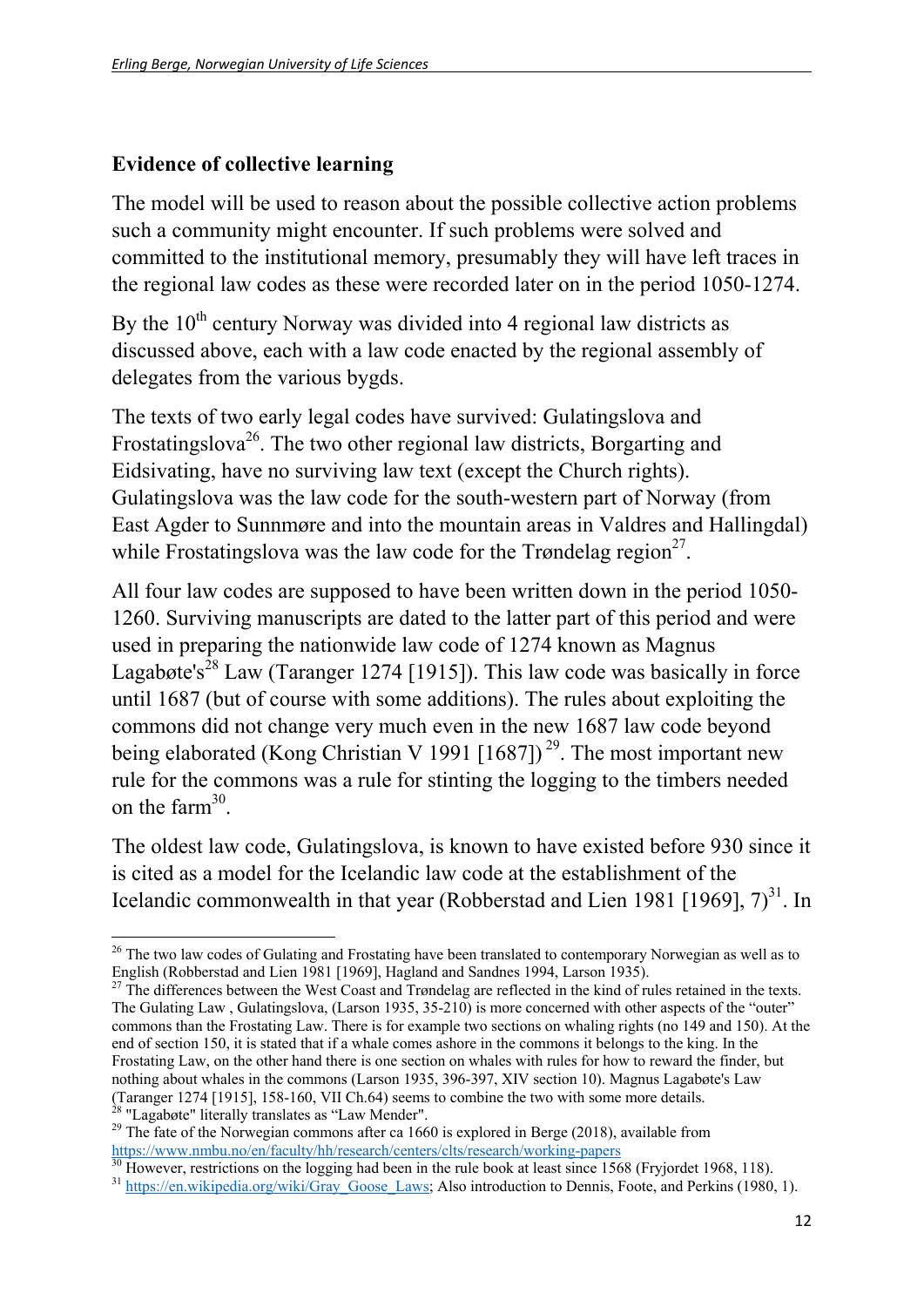## Evidence of collective learning

The model will be used to reason about the possible collective action problems such a community might encounter. If such problems were solved and committed to the institutional memory, presumably they will have left traces in the regional law codes as these were recorded later on in the period 1050-1274.

By the 10$^{th}$ century Norway was divided into 4 regional law districts as discussed above, each with a law code enacted by the regional assembly of delegates from the various bygds.

The texts of two early legal codes have survived: Gulatingslova and Frostatingslova[26]. The two other regional law districts, Borgarting and Eidsivating, have no surviving law text (except the Church rights). Gulatingslova was the law code for the south-western part of Norway (from East Agder to Sunnmøre and into the mountain areas in Valdres and Hallingdal) while Frostatingslova was the law code for the Trøndelag region[27].

All four law codes are supposed to have been written down in the period 1050-1260. Surviving manuscripts are dated to the latter part of this period and were used in preparing the nationwide law code of 1274 known as Magnus Lagabøte's[28] Law (Taranger 1274 [1915]). This law code was basically in force until 1687 (but of course with some additions). The rules about exploiting the commons did not change very much even in the new 1687 law code beyond being elaborated (Kong Christian V 1991 [1687])[29]. The most important new rule for the commons was a rule for stinting the logging to the timbers needed on the farm[30].

The oldest law code, Gulatingslova, is known to have existed before 930 since it is cited as a model for the Icelandic law code at the establishment of the Icelandic commonwealth in that year (Robberstad and Lien 1981 [1969], 7)[31]. In

---

[26] The two law codes of Gulating and Frostating have been translated to contemporary Norwegian as well as to English (Robberstad and Lien 1981 [1969], Hagland and Sandnes 1994, Larson 1935).

[27] The differences between the West Coast and Trøndelag are reflected in the kind of rules retained in the texts. The Gulating Law , Gulatingslova, (Larson 1935, 35-210) is more concerned with other aspects of the "outer" commons than the Frostating Law. There is for example two sections on whaling rights (no 149 and 150). At the end of section 150, it is stated that if a whale comes ashore in the commons it belongs to the king. In the Frostating Law, on the other hand there is one section on whales with rules for how to reward the finder, but nothing about whales in the commons (Larson 1935, 396-397, XIV section 10). Magnus Lagabøte's Law (Taranger 1274 [1915], 158-160, VII Ch.64) seems to combine the two with some more details.

[28] "Lagabøte" literally translates as "Law Mender".

[29] The fate of the Norwegian commons after ca 1660 is explored in Berge (2018), available from https://www.nmbu.no/en/faculty/hh/research/centers/clts/research/working-papers

[30] However, restrictions on the logging had been in the rule book at least since 1568 (Fryjordet 1968, 118).

[31] https://en.wikipedia.org/wiki/Gray_Goose_Laws; Also introduction to Dennis, Foote, and Perkins (1980, 1).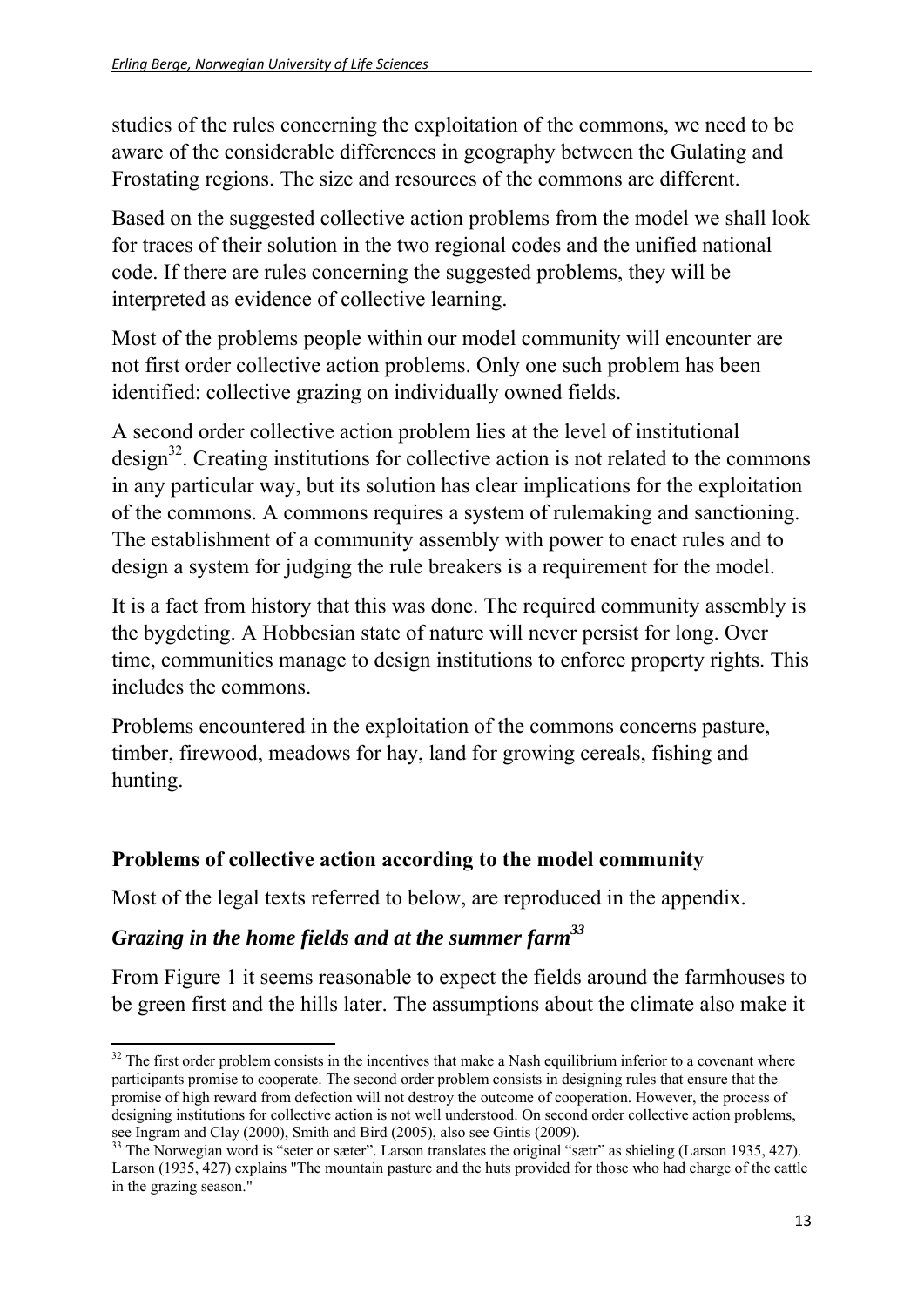studies of the rules concerning the exploitation of the commons, we need to be aware of the considerable differences in geography between the Gulating and Frostating regions. The size and resources of the commons are different.

Based on the suggested collective action problems from the model we shall look for traces of their solution in the two regional codes and the unified national code. If there are rules concerning the suggested problems, they will be interpreted as evidence of collective learning.

Most of the problems people within our model community will encounter are not first order collective action problems. Only one such problem has been identified: collective grazing on individually owned fields.

A second order collective action problem lies at the level of institutional design[32]. Creating institutions for collective action is not related to the commons in any particular way, but its solution has clear implications for the exploitation of the commons. A commons requires a system of rulemaking and sanctioning. The establishment of a community assembly with power to enact rules and to design a system for judging the rule breakers is a requirement for the model.

It is a fact from history that this was done. The required community assembly is the bygdeting. A Hobbesian state of nature will never persist for long. Over time, communities manage to design institutions to enforce property rights. This includes the commons.

Problems encountered in the exploitation of the commons concerns pasture, timber, firewood, meadows for hay, land for growing cereals, fishing and hunting.

## Problems of collective action according to the model community

Most of the legal texts referred to below, are reproduced in the appendix.

### *Grazing in the home fields and at the summer farm*[33]

From Figure 1 it seems reasonable to expect the fields around the farmhouses to be green first and the hills later. The assumptions about the climate also make it

---

[32] The first order problem consists in the incentives that make a Nash equilibrium inferior to a covenant where participants promise to cooperate. The second order problem consists in designing rules that ensure that the promise of high reward from defection will not destroy the outcome of cooperation. However, the process of designing institutions for collective action is not well understood. On second order collective action problems, see Ingram and Clay (2000), Smith and Bird (2005), also see Gintis (2009).

[33] The Norwegian word is "seter or sæter". Larson translates the original "sætr" as shieling (Larson 1935, 427). Larson (1935, 427) explains "The mountain pasture and the huts provided for those who had charge of the cattle in the grazing season."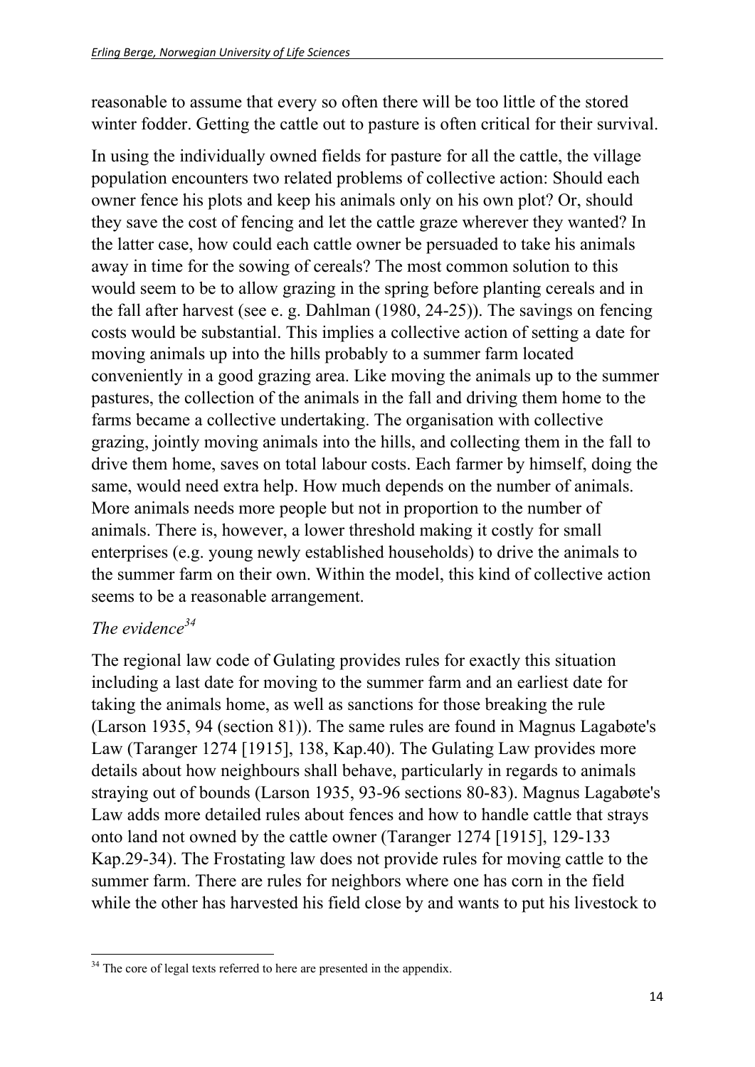reasonable to assume that every so often there will be too little of the stored winter fodder. Getting the cattle out to pasture is often critical for their survival.

In using the individually owned fields for pasture for all the cattle, the village population encounters two related problems of collective action: Should each owner fence his plots and keep his animals only on his own plot? Or, should they save the cost of fencing and let the cattle graze wherever they wanted? In the latter case, how could each cattle owner be persuaded to take his animals away in time for the sowing of cereals? The most common solution to this would seem to be to allow grazing in the spring before planting cereals and in the fall after harvest (see e. g. Dahlman (1980, 24-25)). The savings on fencing costs would be substantial. This implies a collective action of setting a date for moving animals up into the hills probably to a summer farm located conveniently in a good grazing area. Like moving the animals up to the summer pastures, the collection of the animals in the fall and driving them home to the farms became a collective undertaking. The organisation with collective grazing, jointly moving animals into the hills, and collecting them in the fall to drive them home, saves on total labour costs. Each farmer by himself, doing the same, would need extra help. How much depends on the number of animals. More animals needs more people but not in proportion to the number of animals. There is, however, a lower threshold making it costly for small enterprises (e.g. young newly established households) to drive the animals to the summer farm on their own. Within the model, this kind of collective action seems to be a reasonable arrangement.

### *The evidence*[34]

The regional law code of Gulating provides rules for exactly this situation including a last date for moving to the summer farm and an earliest date for taking the animals home, as well as sanctions for those breaking the rule (Larson 1935, 94 (section 81)). The same rules are found in Magnus Lagabøte's Law (Taranger 1274 [1915], 138, Kap.40). The Gulating Law provides more details about how neighbours shall behave, particularly in regards to animals straying out of bounds (Larson 1935, 93-96 sections 80-83). Magnus Lagabøte's Law adds more detailed rules about fences and how to handle cattle that strays onto land not owned by the cattle owner (Taranger 1274 [1915], 129-133 Kap.29-34). The Frostating law does not provide rules for moving cattle to the summer farm. There are rules for neighbors where one has corn in the field while the other has harvested his field close by and wants to put his livestock to

[34] The core of legal texts referred to here are presented in the appendix.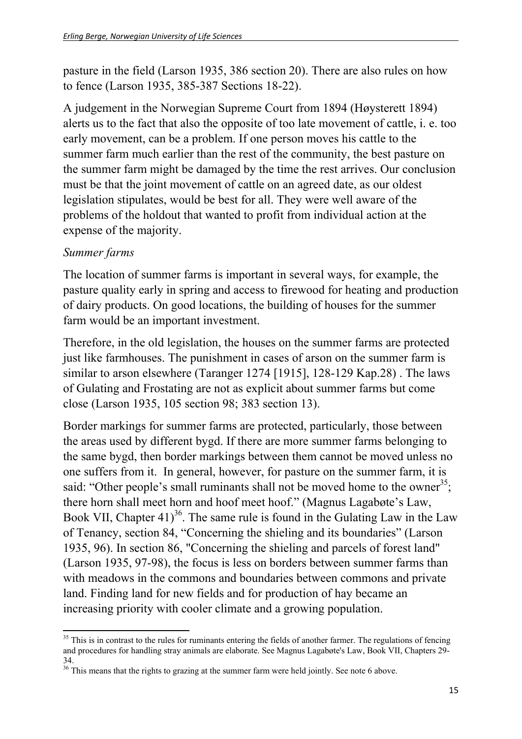pasture in the field (Larson 1935, 386 section 20). There are also rules on how to fence (Larson 1935, 385-387 Sections 18-22).

A judgement in the Norwegian Supreme Court from 1894 (Høysterett 1894) alerts us to the fact that also the opposite of too late movement of cattle, i. e. too early movement, can be a problem. If one person moves his cattle to the summer farm much earlier than the rest of the community, the best pasture on the summer farm might be damaged by the time the rest arrives. Our conclusion must be that the joint movement of cattle on an agreed date, as our oldest legislation stipulates, would be best for all. They were well aware of the problems of the holdout that wanted to profit from individual action at the expense of the majority.

*Summer farms*

The location of summer farms is important in several ways, for example, the pasture quality early in spring and access to firewood for heating and production of dairy products. On good locations, the building of houses for the summer farm would be an important investment.

Therefore, in the old legislation, the houses on the summer farms are protected just like farmhouses. The punishment in cases of arson on the summer farm is similar to arson elsewhere (Taranger 1274 [1915], 128-129 Kap.28) . The laws of Gulating and Frostating are not as explicit about summer farms but come close (Larson 1935, 105 section 98; 383 section 13).

Border markings for summer farms are protected, particularly, those between the areas used by different bygd. If there are more summer farms belonging to the same bygd, then border markings between them cannot be moved unless no one suffers from it. In general, however, for pasture on the summer farm, it is said: "Other people's small ruminants shall not be moved home to the owner[35]; there horn shall meet horn and hoof meet hoof." (Magnus Lagabøte's Law, Book VII, Chapter 41)[36]. The same rule is found in the Gulating Law in the Law of Tenancy, section 84, "Concerning the shieling and its boundaries" (Larson 1935, 96). In section 86, "Concerning the shieling and parcels of forest land" (Larson 1935, 97-98), the focus is less on borders between summer farms than with meadows in the commons and boundaries between commons and private land. Finding land for new fields and for production of hay became an increasing priority with cooler climate and a growing population.

[35] This is in contrast to the rules for ruminants entering the fields of another farmer. The regulations of fencing and procedures for handling stray animals are elaborate. See Magnus Lagabøte's Law, Book VII, Chapters 29-34.

[36] This means that the rights to grazing at the summer farm were held jointly. See note 6 above.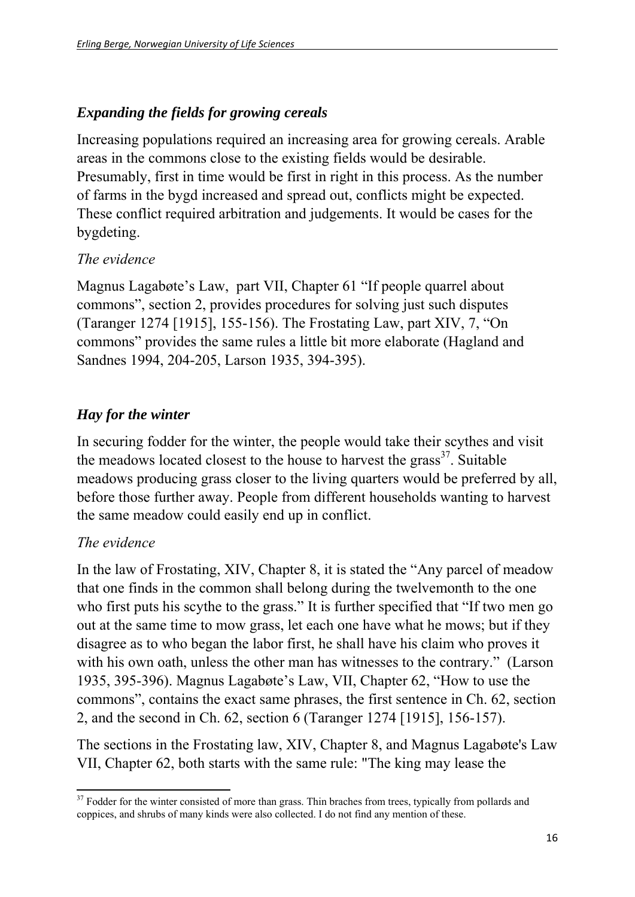### *Expanding the fields for growing cereals*

Increasing populations required an increasing area for growing cereals. Arable areas in the commons close to the existing fields would be desirable. Presumably, first in time would be first in right in this process. As the number of farms in the bygd increased and spread out, conflicts might be expected. These conflict required arbitration and judgements. It would be cases for the bygdeting.

*The evidence*

Magnus Lagabøte's Law, part VII, Chapter 61 "If people quarrel about commons", section 2, provides procedures for solving just such disputes (Taranger 1274 [1915], 155-156). The Frostating Law, part XIV, 7, "On commons" provides the same rules a little bit more elaborate (Hagland and Sandnes 1994, 204-205, Larson 1935, 394-395).

### *Hay for the winter*

In securing fodder for the winter, the people would take their scythes and visit the meadows located closest to the house to harvest the grass[37]. Suitable meadows producing grass closer to the living quarters would be preferred by all, before those further away. People from different households wanting to harvest the same meadow could easily end up in conflict.

*The evidence*

In the law of Frostating, XIV, Chapter 8, it is stated the "Any parcel of meadow that one finds in the common shall belong during the twelvemonth to the one who first puts his scythe to the grass." It is further specified that "If two men go out at the same time to mow grass, let each one have what he mows; but if they disagree as to who began the labor first, he shall have his claim who proves it with his own oath, unless the other man has witnesses to the contrary." (Larson 1935, 395-396). Magnus Lagabøte's Law, VII, Chapter 62, "How to use the commons", contains the exact same phrases, the first sentence in Ch. 62, section 2, and the second in Ch. 62, section 6 (Taranger 1274 [1915], 156-157).

The sections in the Frostating law, XIV, Chapter 8, and Magnus Lagabøte's Law VII, Chapter 62, both starts with the same rule: "The king may lease the

---

[37] Fodder for the winter consisted of more than grass. Thin braches from trees, typically from pollards and coppices, and shrubs of many kinds were also collected. I do not find any mention of these.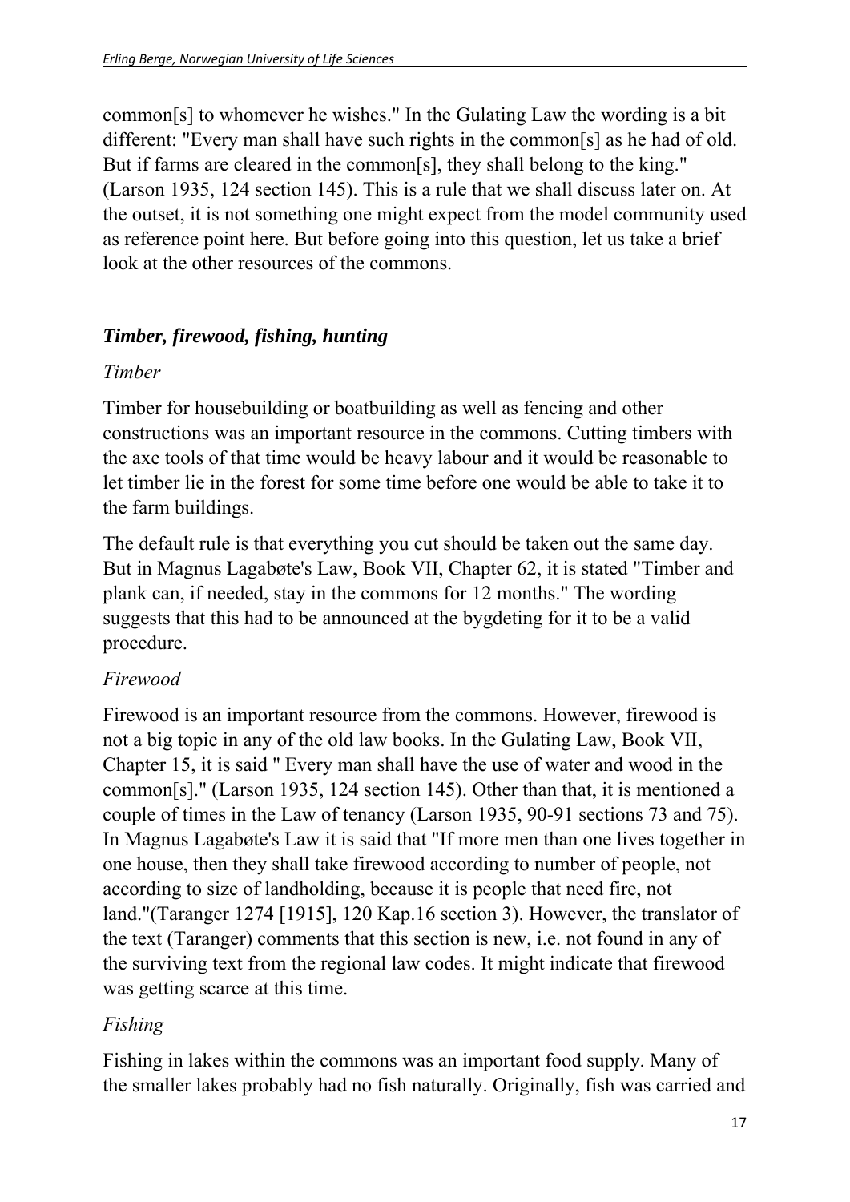common[s] to whomever he wishes." In the Gulating Law the wording is a bit different: "Every man shall have such rights in the common[s] as he had of old. But if farms are cleared in the common[s], they shall belong to the king." (Larson 1935, 124 section 145). This is a rule that we shall discuss later on. At the outset, it is not something one might expect from the model community used as reference point here. But before going into this question, let us take a brief look at the other resources of the commons.

### *Timber, firewood, fishing, hunting*

#### *Timber*

Timber for housebuilding or boatbuilding as well as fencing and other constructions was an important resource in the commons. Cutting timbers with the axe tools of that time would be heavy labour and it would be reasonable to let timber lie in the forest for some time before one would be able to take it to the farm buildings.

The default rule is that everything you cut should be taken out the same day. But in Magnus Lagabøte's Law, Book VII, Chapter 62, it is stated "Timber and plank can, if needed, stay in the commons for 12 months." The wording suggests that this had to be announced at the bygdeting for it to be a valid procedure.

#### *Firewood*

Firewood is an important resource from the commons. However, firewood is not a big topic in any of the old law books. In the Gulating Law, Book VII, Chapter 15, it is said " Every man shall have the use of water and wood in the common[s]." (Larson 1935, 124 section 145). Other than that, it is mentioned a couple of times in the Law of tenancy (Larson 1935, 90-91 sections 73 and 75). In Magnus Lagabøte's Law it is said that "If more men than one lives together in one house, then they shall take firewood according to number of people, not according to size of landholding, because it is people that need fire, not land."(Taranger 1274 [1915], 120 Kap.16 section 3). However, the translator of the text (Taranger) comments that this section is new, i.e. not found in any of the surviving text from the regional law codes. It might indicate that firewood was getting scarce at this time.

#### *Fishing*

Fishing in lakes within the commons was an important food supply. Many of the smaller lakes probably had no fish naturally. Originally, fish was carried and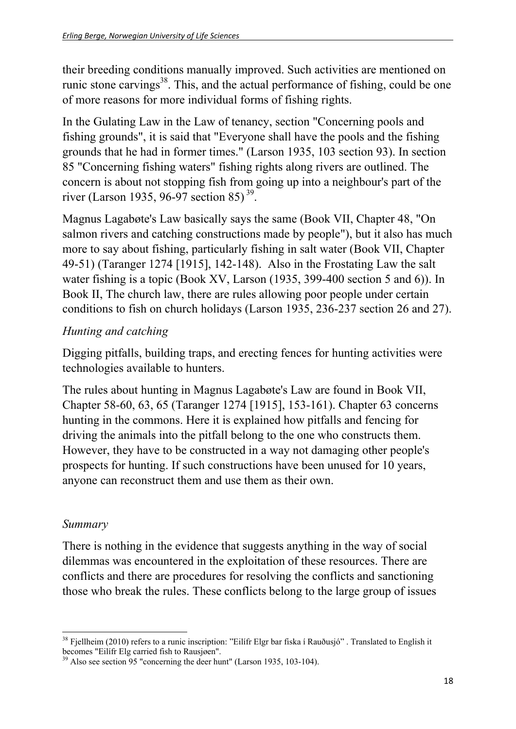their breeding conditions manually improved. Such activities are mentioned on runic stone carvings[38]. This, and the actual performance of fishing, could be one of more reasons for more individual forms of fishing rights.

In the Gulating Law in the Law of tenancy, section "Concerning pools and fishing grounds", it is said that "Everyone shall have the pools and the fishing grounds that he had in former times." (Larson 1935, 103 section 93). In section 85 "Concerning fishing waters" fishing rights along rivers are outlined. The concern is about not stopping fish from going up into a neighbour's part of the river (Larson 1935, 96-97 section 85)[39].

Magnus Lagabøte's Law basically says the same (Book VII, Chapter 48, "On salmon rivers and catching constructions made by people"), but it also has much more to say about fishing, particularly fishing in salt water (Book VII, Chapter 49-51) (Taranger 1274 [1915], 142-148). Also in the Frostating Law the salt water fishing is a topic (Book XV, Larson (1935, 399-400 section 5 and 6)). In Book II, The church law, there are rules allowing poor people under certain conditions to fish on church holidays (Larson 1935, 236-237 section 26 and 27).

*Hunting and catching*

Digging pitfalls, building traps, and erecting fences for hunting activities were technologies available to hunters.

The rules about hunting in Magnus Lagabøte's Law are found in Book VII, Chapter 58-60, 63, 65 (Taranger 1274 [1915], 153-161). Chapter 63 concerns hunting in the commons. Here it is explained how pitfalls and fencing for driving the animals into the pitfall belong to the one who constructs them. However, they have to be constructed in a way not damaging other people's prospects for hunting. If such constructions have been unused for 10 years, anyone can reconstruct them and use them as their own.

*Summary*

There is nothing in the evidence that suggests anything in the way of social dilemmas was encountered in the exploitation of these resources. There are conflicts and there are procedures for resolving the conflicts and sanctioning those who break the rules. These conflicts belong to the large group of issues

---

[38] Fjellheim (2010) refers to a runic inscription: "Eilífr Elgr bar fiska í Rauðusjó" . Translated to English it becomes "Eilífr Elg carried fish to Rausjøen".

[39] Also see section 95 "concerning the deer hunt" (Larson 1935, 103-104).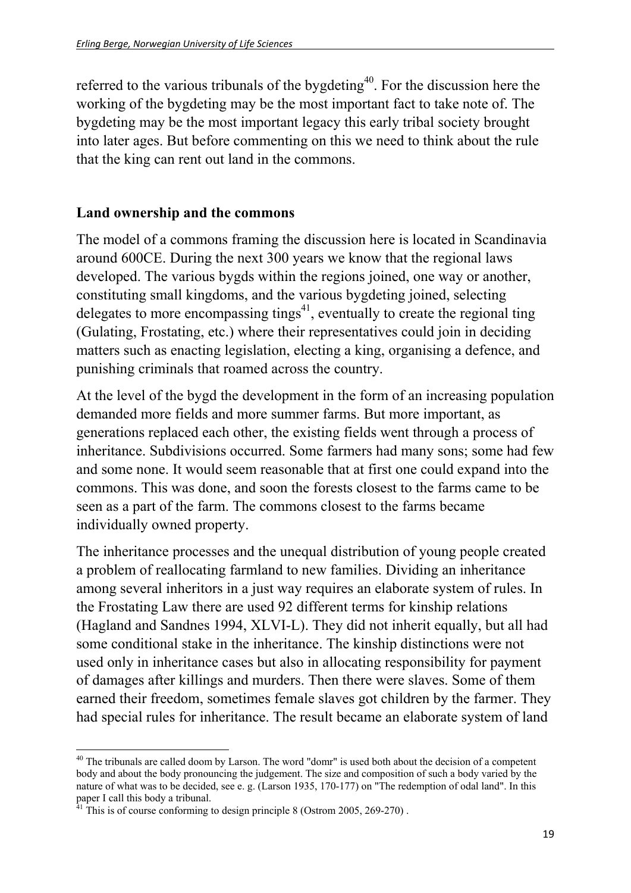referred to the various tribunals of the bygdeting[40]. For the discussion here the working of the bygdeting may be the most important fact to take note of. The bygdeting may be the most important legacy this early tribal society brought into later ages. But before commenting on this we need to think about the rule that the king can rent out land in the commons.

## Land ownership and the commons

The model of a commons framing the discussion here is located in Scandinavia around 600CE. During the next 300 years we know that the regional laws developed. The various bygds within the regions joined, one way or another, constituting small kingdoms, and the various bygdeting joined, selecting delegates to more encompassing tings[41], eventually to create the regional ting (Gulating, Frostating, etc.) where their representatives could join in deciding matters such as enacting legislation, electing a king, organising a defence, and punishing criminals that roamed across the country.

At the level of the bygd the development in the form of an increasing population demanded more fields and more summer farms. But more important, as generations replaced each other, the existing fields went through a process of inheritance. Subdivisions occurred. Some farmers had many sons; some had few and some none. It would seem reasonable that at first one could expand into the commons. This was done, and soon the forests closest to the farms came to be seen as a part of the farm. The commons closest to the farms became individually owned property.

The inheritance processes and the unequal distribution of young people created a problem of reallocating farmland to new families. Dividing an inheritance among several inheritors in a just way requires an elaborate system of rules. In the Frostating Law there are used 92 different terms for kinship relations (Hagland and Sandnes 1994, XLVI-L). They did not inherit equally, but all had some conditional stake in the inheritance. The kinship distinctions were not used only in inheritance cases but also in allocating responsibility for payment of damages after killings and murders. Then there were slaves. Some of them earned their freedom, sometimes female slaves got children by the farmer. They had special rules for inheritance. The result became an elaborate system of land

---

[40] The tribunals are called doom by Larson. The word "domr" is used both about the decision of a competent body and about the body pronouncing the judgement. The size and composition of such a body varied by the nature of what was to be decided, see e. g. (Larson 1935, 170-177) on "The redemption of odal land". In this paper I call this body a tribunal.

[41] This is of course conforming to design principle 8 (Ostrom 2005, 269-270) .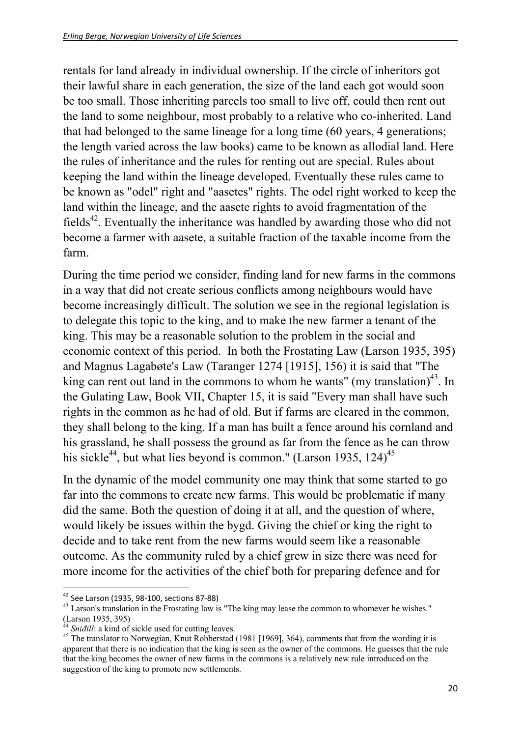rentals for land already in individual ownership. If the circle of inheritors got their lawful share in each generation, the size of the land each got would soon be too small. Those inheriting parcels too small to live off, could then rent out the land to some neighbour, most probably to a relative who co-inherited. Land that had belonged to the same lineage for a long time (60 years, 4 generations; the length varied across the law books) came to be known as allodial land. Here the rules of inheritance and the rules for renting out are special. Rules about keeping the land within the lineage developed. Eventually these rules came to be known as "odel" right and "aasetes" rights. The odel right worked to keep the land within the lineage, and the aasete rights to avoid fragmentation of the fields[42]. Eventually the inheritance was handled by awarding those who did not become a farmer with aasete, a suitable fraction of the taxable income from the farm.

During the time period we consider, finding land for new farms in the commons in a way that did not create serious conflicts among neighbours would have become increasingly difficult. The solution we see in the regional legislation is to delegate this topic to the king, and to make the new farmer a tenant of the king. This may be a reasonable solution to the problem in the social and economic context of this period. In both the Frostating Law (Larson 1935, 395) and Magnus Lagabøte's Law (Taranger 1274 [1915], 156) it is said that "The king can rent out land in the commons to whom he wants" (my translation)[43]. In the Gulating Law, Book VII, Chapter 15, it is said "Every man shall have such rights in the common as he had of old. But if farms are cleared in the common, they shall belong to the king. If a man has built a fence around his cornland and his grassland, he shall possess the ground as far from the fence as he can throw his sickle[44], but what lies beyond is common." (Larson 1935, 124)[45]

In the dynamic of the model community one may think that some started to go far into the commons to create new farms. This would be problematic if many did the same. Both the question of doing it at all, and the question of where, would likely be issues within the bygd. Giving the chief or king the right to decide and to take rent from the new farms would seem like a reasonable outcome. As the community ruled by a chief grew in size there was need for more income for the activities of the chief both for preparing defence and for

---

[42] See Larson (1935, 98-100, sections 87-88)

[43] Larson's translation in the Frostating law is "The king may lease the common to whomever he wishes." (Larson 1935, 395)

[44] *Sniðill*: a kind of sickle used for cutting leaves.

[45] The translator to Norwegian, Knut Robberstad (1981 [1969], 364), comments that from the wording it is apparent that there is no indication that the king is seen as the owner of the commons. He guesses that the rule that the king becomes the owner of new farms in the commons is a relatively new rule introduced on the suggestion of the king to promote new settlements.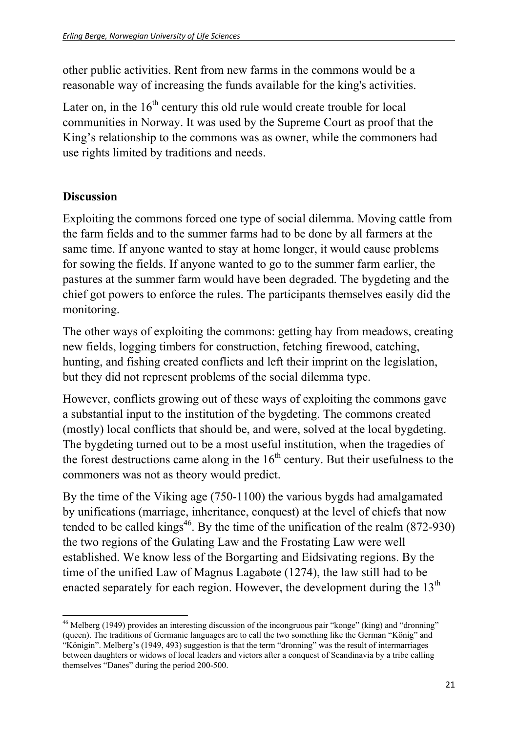other public activities. Rent from new farms in the commons would be a reasonable way of increasing the funds available for the king's activities.

Later on, in the 16th century this old rule would create trouble for local communities in Norway. It was used by the Supreme Court as proof that the King's relationship to the commons was as owner, while the commoners had use rights limited by traditions and needs.

## Discussion

Exploiting the commons forced one type of social dilemma. Moving cattle from the farm fields and to the summer farms had to be done by all farmers at the same time. If anyone wanted to stay at home longer, it would cause problems for sowing the fields. If anyone wanted to go to the summer farm earlier, the pastures at the summer farm would have been degraded. The bygdeting and the chief got powers to enforce the rules. The participants themselves easily did the monitoring.

The other ways of exploiting the commons: getting hay from meadows, creating new fields, logging timbers for construction, fetching firewood, catching, hunting, and fishing created conflicts and left their imprint on the legislation, but they did not represent problems of the social dilemma type.

However, conflicts growing out of these ways of exploiting the commons gave a substantial input to the institution of the bygdeting. The commons created (mostly) local conflicts that should be, and were, solved at the local bygdeting. The bygdeting turned out to be a most useful institution, when the tragedies of the forest destructions came along in the 16th century. But their usefulness to the commoners was not as theory would predict.

By the time of the Viking age (750-1100) the various bygds had amalgamated by unifications (marriage, inheritance, conquest) at the level of chiefs that now tended to be called kings[46]. By the time of the unification of the realm (872-930) the two regions of the Gulating Law and the Frostating Law were well established. We know less of the Borgarting and Eidsivating regions. By the time of the unified Law of Magnus Lagabøte (1274), the law still had to be enacted separately for each region. However, the development during the 13th

[46] Melberg (1949) provides an interesting discussion of the incongruous pair "konge" (king) and "dronning" (queen). The traditions of Germanic languages are to call the two something like the German "König" and "Königin". Melberg's (1949, 493) suggestion is that the term "dronning" was the result of intermarriages between daughters or widows of local leaders and victors after a conquest of Scandinavia by a tribe calling themselves "Danes" during the period 200-500.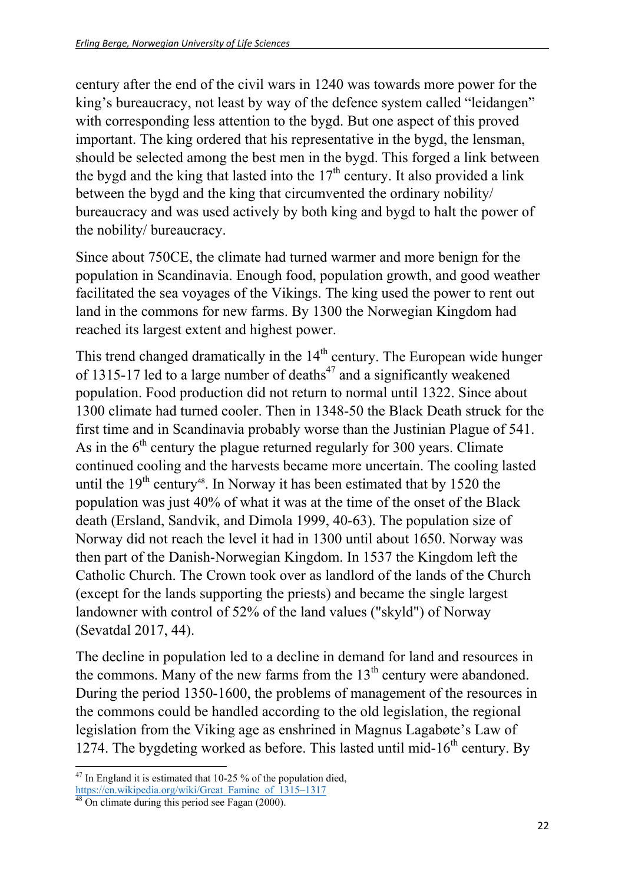century after the end of the civil wars in 1240 was towards more power for the king's bureaucracy, not least by way of the defence system called "leidangen" with corresponding less attention to the bygd. But one aspect of this proved important. The king ordered that his representative in the bygd, the lensman, should be selected among the best men in the bygd. This forged a link between the bygd and the king that lasted into the 17th century. It also provided a link between the bygd and the king that circumvented the ordinary nobility/ bureaucracy and was used actively by both king and bygd to halt the power of the nobility/ bureaucracy.

Since about 750CE, the climate had turned warmer and more benign for the population in Scandinavia. Enough food, population growth, and good weather facilitated the sea voyages of the Vikings. The king used the power to rent out land in the commons for new farms. By 1300 the Norwegian Kingdom had reached its largest extent and highest power.

This trend changed dramatically in the 14th century. The European wide hunger of 1315-17 led to a large number of deaths[47] and a significantly weakened population. Food production did not return to normal until 1322. Since about 1300 climate had turned cooler. Then in 1348-50 the Black Death struck for the first time and in Scandinavia probably worse than the Justinian Plague of 541. As in the 6th century the plague returned regularly for 300 years. Climate continued cooling and the harvests became more uncertain. The cooling lasted until the 19th century[48]. In Norway it has been estimated that by 1520 the population was just 40% of what it was at the time of the onset of the Black death (Ersland, Sandvik, and Dimola 1999, 40-63). The population size of Norway did not reach the level it had in 1300 until about 1650. Norway was then part of the Danish-Norwegian Kingdom. In 1537 the Kingdom left the Catholic Church. The Crown took over as landlord of the lands of the Church (except for the lands supporting the priests) and became the single largest landowner with control of 52% of the land values ("skyld") of Norway (Sevatdal 2017, 44).

The decline in population led to a decline in demand for land and resources in the commons. Many of the new farms from the 13th century were abandoned. During the period 1350-1600, the problems of management of the resources in the commons could be handled according to the old legislation, the regional legislation from the Viking age as enshrined in Magnus Lagabøte's Law of 1274. The bygdeting worked as before. This lasted until mid-16th century. By

[47] In England it is estimated that 10-25 % of the population died, https://en.wikipedia.org/wiki/Great_Famine_of_1315–1317

[48] On climate during this period see Fagan (2000).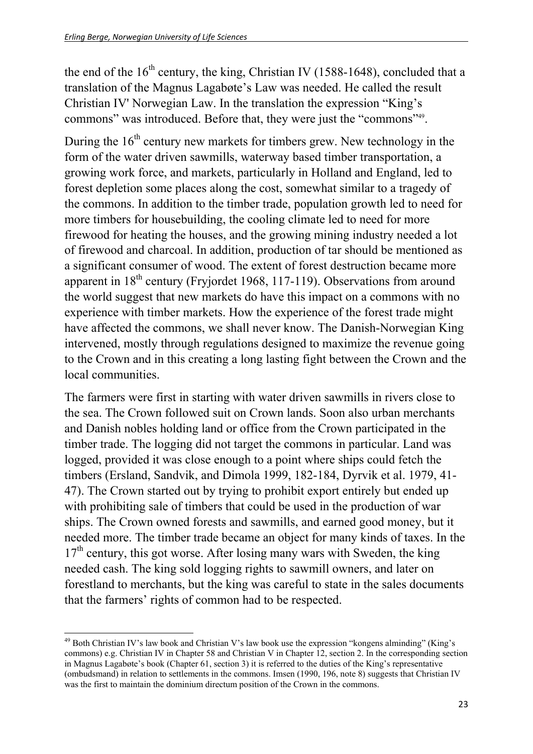the end of the 16th century, the king, Christian IV (1588-1648), concluded that a translation of the Magnus Lagabøte's Law was needed. He called the result Christian IV' Norwegian Law. In the translation the expression "King's commons" was introduced. Before that, they were just the "commons"[49].

During the 16th century new markets for timbers grew. New technology in the form of the water driven sawmills, waterway based timber transportation, a growing work force, and markets, particularly in Holland and England, led to forest depletion some places along the cost, somewhat similar to a tragedy of the commons. In addition to the timber trade, population growth led to need for more timbers for housebuilding, the cooling climate led to need for more firewood for heating the houses, and the growing mining industry needed a lot of firewood and charcoal. In addition, production of tar should be mentioned as a significant consumer of wood. The extent of forest destruction became more apparent in 18th century (Fryjordet 1968, 117-119). Observations from around the world suggest that new markets do have this impact on a commons with no experience with timber markets. How the experience of the forest trade might have affected the commons, we shall never know. The Danish-Norwegian King intervened, mostly through regulations designed to maximize the revenue going to the Crown and in this creating a long lasting fight between the Crown and the local communities.

The farmers were first in starting with water driven sawmills in rivers close to the sea. The Crown followed suit on Crown lands. Soon also urban merchants and Danish nobles holding land or office from the Crown participated in the timber trade. The logging did not target the commons in particular. Land was logged, provided it was close enough to a point where ships could fetch the timbers (Ersland, Sandvik, and Dimola 1999, 182-184, Dyrvik et al. 1979, 41-47). The Crown started out by trying to prohibit export entirely but ended up with prohibiting sale of timbers that could be used in the production of war ships. The Crown owned forests and sawmills, and earned good money, but it needed more. The timber trade became an object for many kinds of taxes. In the 17th century, this got worse. After losing many wars with Sweden, the king needed cash. The king sold logging rights to sawmill owners, and later on forestland to merchants, but the king was careful to state in the sales documents that the farmers' rights of common had to be respected.

---

[49] Both Christian IV's law book and Christian V's law book use the expression "kongens alminding" (King's commons) e.g. Christian IV in Chapter 58 and Christian V in Chapter 12, section 2. In the corresponding section in Magnus Lagabøte's book (Chapter 61, section 3) it is referred to the duties of the King's representative (ombudsmand) in relation to settlements in the commons. Imsen (1990, 196, note 8) suggests that Christian IV was the first to maintain the dominium directum position of the Crown in the commons.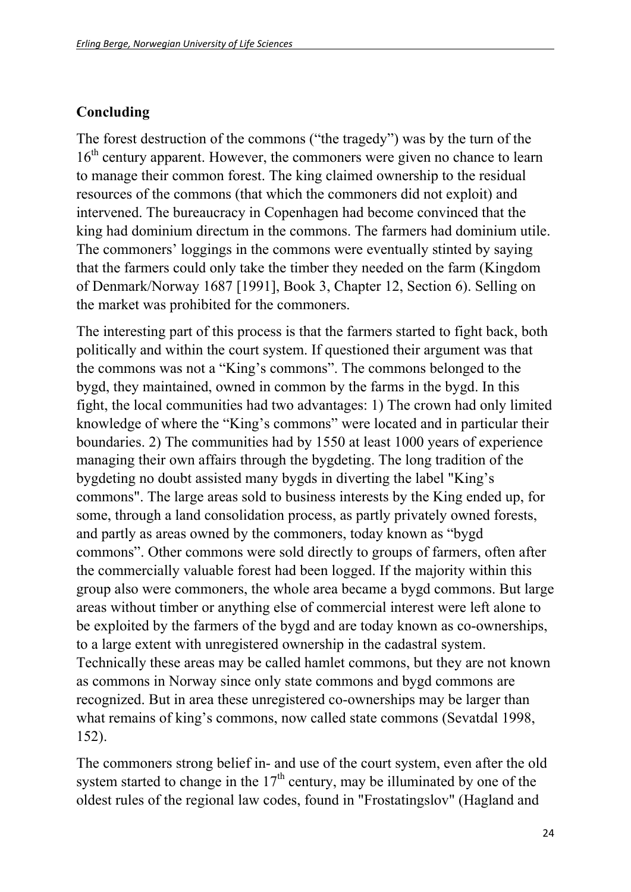## Concluding

The forest destruction of the commons ("the tragedy") was by the turn of the 16th century apparent. However, the commoners were given no chance to learn to manage their common forest. The king claimed ownership to the residual resources of the commons (that which the commoners did not exploit) and intervened. The bureaucracy in Copenhagen had become convinced that the king had dominium directum in the commons. The farmers had dominium utile. The commoners' loggings in the commons were eventually stinted by saying that the farmers could only take the timber they needed on the farm (Kingdom of Denmark/Norway 1687 [1991], Book 3, Chapter 12, Section 6). Selling on the market was prohibited for the commoners.

The interesting part of this process is that the farmers started to fight back, both politically and within the court system. If questioned their argument was that the commons was not a "King's commons". The commons belonged to the bygd, they maintained, owned in common by the farms in the bygd. In this fight, the local communities had two advantages: 1) The crown had only limited knowledge of where the "King's commons" were located and in particular their boundaries. 2) The communities had by 1550 at least 1000 years of experience managing their own affairs through the bygdeting. The long tradition of the bygdeting no doubt assisted many bygds in diverting the label "King's commons". The large areas sold to business interests by the King ended up, for some, through a land consolidation process, as partly privately owned forests, and partly as areas owned by the commoners, today known as "bygd commons". Other commons were sold directly to groups of farmers, often after the commercially valuable forest had been logged. If the majority within this group also were commoners, the whole area became a bygd commons. But large areas without timber or anything else of commercial interest were left alone to be exploited by the farmers of the bygd and are today known as co-ownerships, to a large extent with unregistered ownership in the cadastral system. Technically these areas may be called hamlet commons, but they are not known as commons in Norway since only state commons and bygd commons are recognized. But in area these unregistered co-ownerships may be larger than what remains of king's commons, now called state commons (Sevatdal 1998, 152).

The commoners strong belief in- and use of the court system, even after the old system started to change in the 17th century, may be illuminated by one of the oldest rules of the regional law codes, found in "Frostatingslov" (Hagland and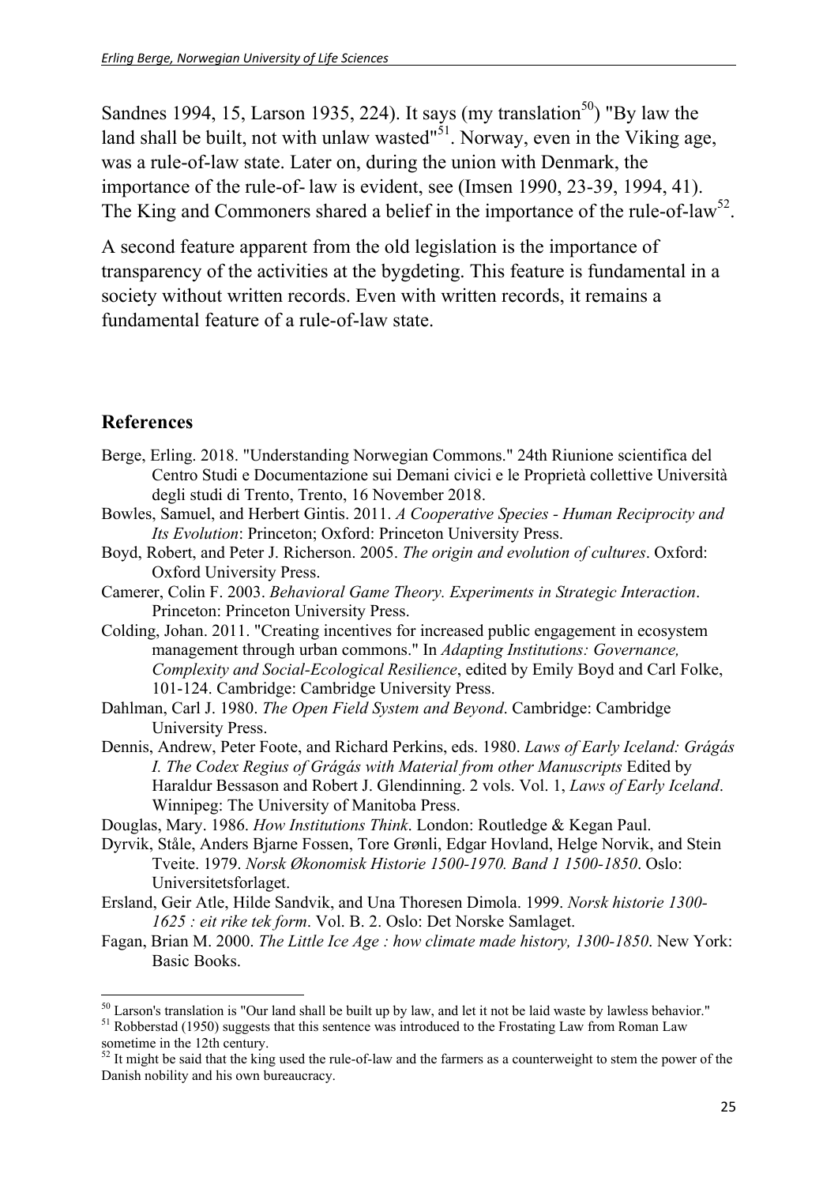Sandnes 1994, 15, Larson 1935, 224). It says (my translation[50]) "By law the land shall be built, not with unlaw wasted"[51]. Norway, even in the Viking age, was a rule-of-law state. Later on, during the union with Denmark, the importance of the rule-of- law is evident, see (Imsen 1990, 23-39, 1994, 41). The King and Commoners shared a belief in the importance of the rule-of-law[52].

A second feature apparent from the old legislation is the importance of transparency of the activities at the bygdeting. This feature is fundamental in a society without written records. Even with written records, it remains a fundamental feature of a rule-of-law state.

## References

Berge, Erling. 2018. "Understanding Norwegian Commons." 24th Riunione scientifica del Centro Studi e Documentazione sui Demani civici e le Proprietà collettive Università degli studi di Trento, Trento, 16 November 2018.

Bowles, Samuel, and Herbert Gintis. 2011. *A Cooperative Species - Human Reciprocity and Its Evolution*: Princeton; Oxford: Princeton University Press.

Boyd, Robert, and Peter J. Richerson. 2005. *The origin and evolution of cultures*. Oxford: Oxford University Press.

Camerer, Colin F. 2003. *Behavioral Game Theory. Experiments in Strategic Interaction*. Princeton: Princeton University Press.

Colding, Johan. 2011. "Creating incentives for increased public engagement in ecosystem management through urban commons." In *Adapting Institutions: Governance, Complexity and Social-Ecological Resilience*, edited by Emily Boyd and Carl Folke, 101-124. Cambridge: Cambridge University Press.

Dahlman, Carl J. 1980. *The Open Field System and Beyond*. Cambridge: Cambridge University Press.

Dennis, Andrew, Peter Foote, and Richard Perkins, eds. 1980. *Laws of Early Iceland: Grágás I. The Codex Regius of Grágás with Material from other Manuscripts* Edited by Haraldur Bessason and Robert J. Glendinning. 2 vols. Vol. 1, *Laws of Early Iceland*. Winnipeg: The University of Manitoba Press.

Douglas, Mary. 1986. *How Institutions Think*. London: Routledge & Kegan Paul.

Dyrvik, Ståle, Anders Bjarne Fossen, Tore Grønli, Edgar Hovland, Helge Norvik, and Stein Tveite. 1979. *Norsk Økonomisk Historie 1500-1970. Band 1 1500-1850*. Oslo: Universitetsforlaget.

Ersland, Geir Atle, Hilde Sandvik, and Una Thoresen Dimola. 1999. *Norsk historie 1300-1625 : eit rike tek form*. Vol. B. 2. Oslo: Det Norske Samlaget.

Fagan, Brian M. 2000. *The Little Ice Age : how climate made history, 1300-1850*. New York: Basic Books.

---

[50] Larson's translation is "Our land shall be built up by law, and let it not be laid waste by lawless behavior."

[51] Robberstad (1950) suggests that this sentence was introduced to the Frostating Law from Roman Law sometime in the 12th century.

[52] It might be said that the king used the rule-of-law and the farmers as a counterweight to stem the power of the Danish nobility and his own bureaucracy.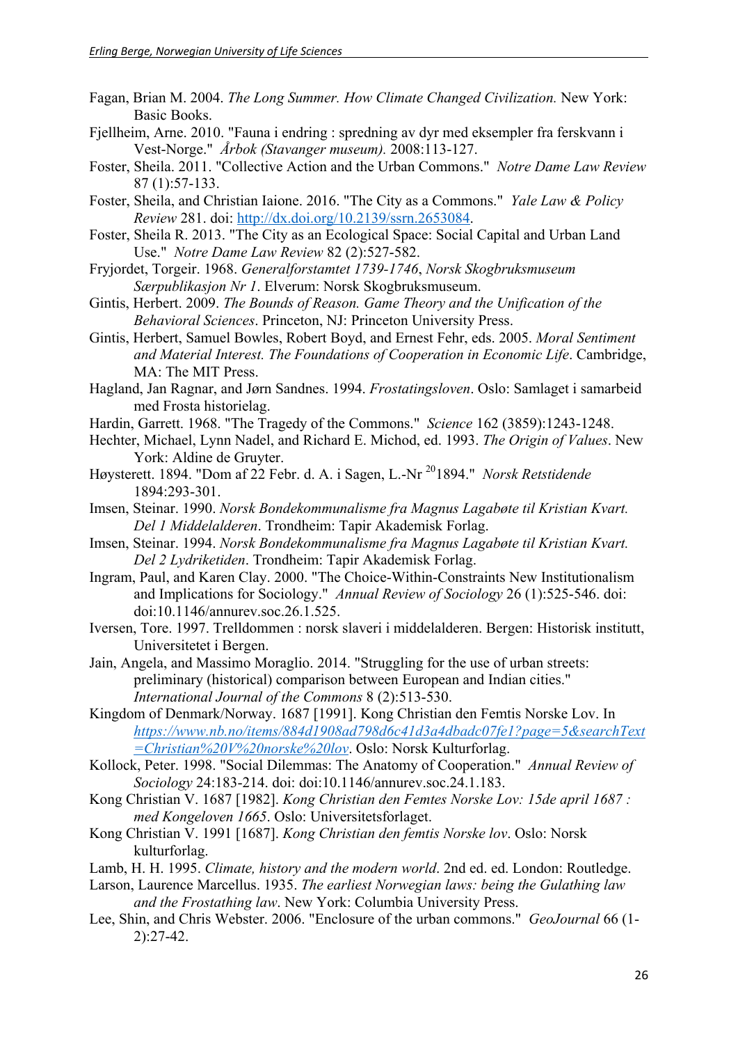Fagan, Brian M. 2004. *The Long Summer. How Climate Changed Civilization.* New York: Basic Books.

Fjellheim, Arne. 2010. "Fauna i endring : spredning av dyr med eksempler fra ferskvann i Vest-Norge." *Årbok (Stavanger museum).* 2008:113-127.

Foster, Sheila. 2011. "Collective Action and the Urban Commons." *Notre Dame Law Review* 87 (1):57-133.

Foster, Sheila, and Christian Iaione. 2016. "The City as a Commons." *Yale Law & Policy Review* 281. doi: http://dx.doi.org/10.2139/ssrn.2653084.

Foster, Sheila R. 2013. "The City as an Ecological Space: Social Capital and Urban Land Use." *Notre Dame Law Review* 82 (2):527-582.

Fryjordet, Torgeir. 1968. *Generalforstamtet 1739-1746*, *Norsk Skogbruksmuseum Særpublikasjon Nr 1*. Elverum: Norsk Skogbruksmuseum.

Gintis, Herbert. 2009. *The Bounds of Reason. Game Theory and the Unification of the Behavioral Sciences*. Princeton, NJ: Princeton University Press.

Gintis, Herbert, Samuel Bowles, Robert Boyd, and Ernest Fehr, eds. 2005. *Moral Sentiment and Material Interest. The Foundations of Cooperation in Economic Life*. Cambridge, MA: The MIT Press.

Hagland, Jan Ragnar, and Jørn Sandnes. 1994. *Frostatingsloven*. Oslo: Samlaget i samarbeid med Frosta historielag.

Hardin, Garrett. 1968. "The Tragedy of the Commons." *Science* 162 (3859):1243-1248.

Hechter, Michael, Lynn Nadel, and Richard E. Michod, ed. 1993. *The Origin of Values*. New York: Aldine de Gruyter.

Høysterett. 1894. "Dom af 22 Febr. d. A. i Sagen, L.-Nr [20]1894." *Norsk Retstidende* 1894:293-301.

Imsen, Steinar. 1990. *Norsk Bondekommunalisme fra Magnus Lagabøte til Kristian Kvart. Del 1 Middelalderen*. Trondheim: Tapir Akademisk Forlag.

Imsen, Steinar. 1994. *Norsk Bondekommunalisme fra Magnus Lagabøte til Kristian Kvart. Del 2 Lydriketiden*. Trondheim: Tapir Akademisk Forlag.

Ingram, Paul, and Karen Clay. 2000. "The Choice-Within-Constraints New Institutionalism and Implications for Sociology." *Annual Review of Sociology* 26 (1):525-546. doi: doi:10.1146/annurev.soc.26.1.525.

Iversen, Tore. 1997. Trelldommen : norsk slaveri i middelalderen. Bergen: Historisk institutt, Universitetet i Bergen.

Jain, Angela, and Massimo Moraglio. 2014. "Struggling for the use of urban streets: preliminary (historical) comparison between European and Indian cities." *International Journal of the Commons* 8 (2):513-530.

Kingdom of Denmark/Norway. 1687 [1991]. Kong Christian den Femtis Norske Lov. In *https://www.nb.no/items/884d1908ad798d6c41d3a4dbadc07fe1?page=5&searchText=Christian%20V%20norske%20lov*. Oslo: Norsk Kulturforlag.

Kollock, Peter. 1998. "Social Dilemmas: The Anatomy of Cooperation." *Annual Review of Sociology* 24:183-214. doi: doi:10.1146/annurev.soc.24.1.183.

Kong Christian V. 1687 [1982]. *Kong Christian den Femtes Norske Lov: 15de april 1687 : med Kongeloven 1665*. Oslo: Universitetsforlaget.

Kong Christian V. 1991 [1687]. *Kong Christian den femtis Norske lov*. Oslo: Norsk kulturforlag.

Lamb, H. H. 1995. *Climate, history and the modern world*. 2nd ed. ed. London: Routledge.

Larson, Laurence Marcellus. 1935. *The earliest Norwegian laws: being the Gulathing law and the Frostathing law*. New York: Columbia University Press.

Lee, Shin, and Chris Webster. 2006. "Enclosure of the urban commons." *GeoJournal* 66 (1-2):27-42.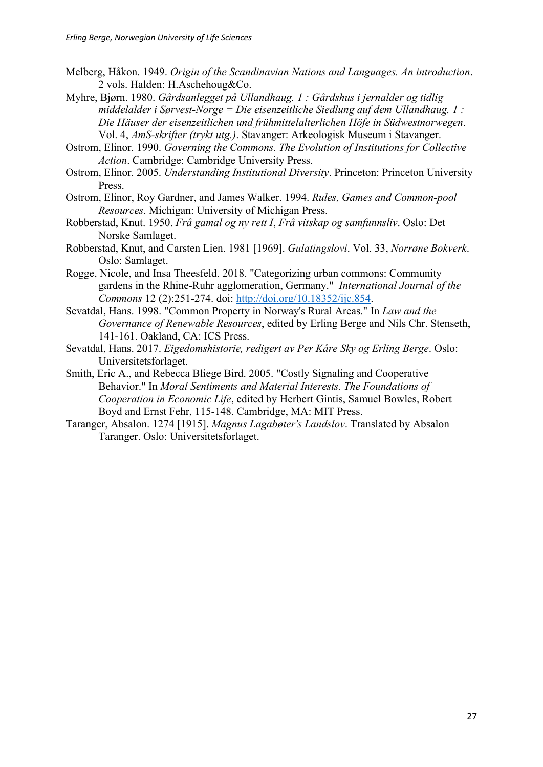Melberg, Håkon. 1949. *Origin of the Scandinavian Nations and Languages. An introduction*. 2 vols. Halden: H.Aschehoug&Co.

Myhre, Bjørn. 1980. *Gårdsanlegget på Ullandhaug. 1 : Gårdshus i jernalder og tidlig middelalder i Sørvest-Norge = Die eisenzeitliche Siedlung auf dem Ullandhaug. 1 : Die Häuser der eisenzeitlichen und frühmittelalterlichen Höfe in Südwestnorwegen*. Vol. 4, *AmS-skrifter (trykt utg.)*. Stavanger: Arkeologisk Museum i Stavanger.

Ostrom, Elinor. 1990. *Governing the Commons. The Evolution of Institutions for Collective Action*. Cambridge: Cambridge University Press.

Ostrom, Elinor. 2005. *Understanding Institutional Diversity*. Princeton: Princeton University Press.

Ostrom, Elinor, Roy Gardner, and James Walker. 1994. *Rules, Games and Common-pool Resources*. Michigan: University of Michigan Press.

Robberstad, Knut. 1950. *Frå gamal og ny rett I*, *Frå vitskap og samfunnsliv*. Oslo: Det Norske Samlaget.

Robberstad, Knut, and Carsten Lien. 1981 [1969]. *Gulatingslovi*. Vol. 33, *Norrøne Bokverk*. Oslo: Samlaget.

Rogge, Nicole, and Insa Theesfeld. 2018. "Categorizing urban commons: Community gardens in the Rhine-Ruhr agglomeration, Germany." *International Journal of the Commons* 12 (2):251-274. doi: http://doi.org/10.18352/ijc.854.

Sevatdal, Hans. 1998. "Common Property in Norway's Rural Areas." In *Law and the Governance of Renewable Resources*, edited by Erling Berge and Nils Chr. Stenseth, 141-161. Oakland, CA: ICS Press.

Sevatdal, Hans. 2017. *Eigedomshistorie, redigert av Per Kåre Sky og Erling Berge*. Oslo: Universitetsforlaget.

Smith, Eric A., and Rebecca Bliege Bird. 2005. "Costly Signaling and Cooperative Behavior." In *Moral Sentiments and Material Interests. The Foundations of Cooperation in Economic Life*, edited by Herbert Gintis, Samuel Bowles, Robert Boyd and Ernst Fehr, 115-148. Cambridge, MA: MIT Press.

Taranger, Absalon. 1274 [1915]. *Magnus Lagabøter's Landslov*. Translated by Absalon Taranger. Oslo: Universitetsforlaget.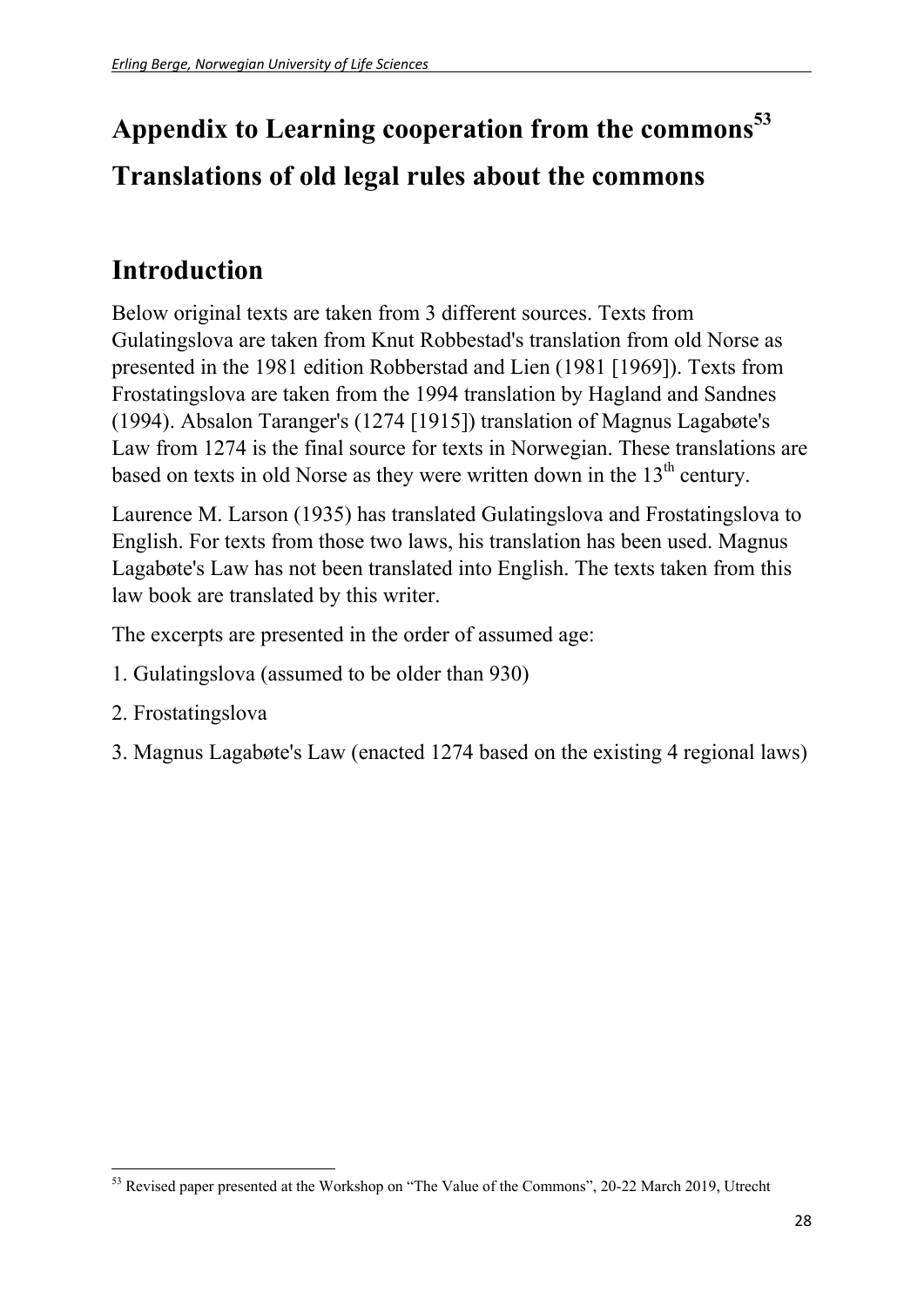# Appendix to Learning cooperation from the commons[53]

# Translations of old legal rules about the commons

## Introduction

Below original texts are taken from 3 different sources. Texts from Gulatingslova are taken from Knut Robbestad's translation from old Norse as presented in the 1981 edition Robberstad and Lien (1981 [1969]). Texts from Frostatingslova are taken from the 1994 translation by Hagland and Sandnes (1994). Absalon Taranger's (1274 [1915]) translation of Magnus Lagabøte's Law from 1274 is the final source for texts in Norwegian. These translations are based on texts in old Norse as they were written down in the 13th century.

Laurence M. Larson (1935) has translated Gulatingslova and Frostatingslova to English. For texts from those two laws, his translation has been used. Magnus Lagabøte's Law has not been translated into English. The texts taken from this law book are translated by this writer.

The excerpts are presented in the order of assumed age:

1. Gulatingslova (assumed to be older than 930)
2. Frostatingslova
3. Magnus Lagabøte's Law (enacted 1274 based on the existing 4 regional laws)

---

[53] Revised paper presented at the Workshop on "The Value of the Commons", 20-22 March 2019, Utrecht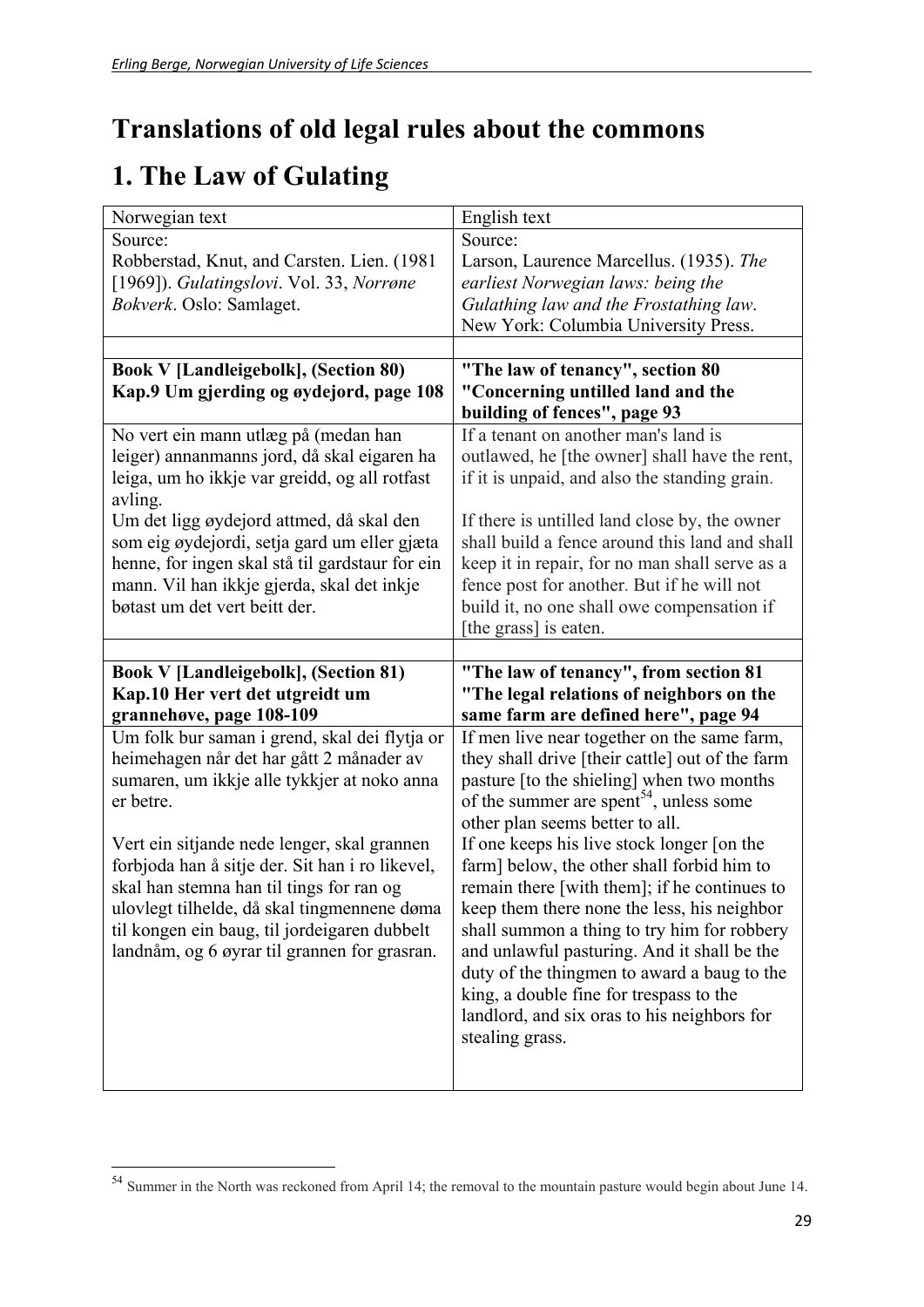# Translations of old legal rules about the commons

# 1. The Law of Gulating

| Norwegian text | English text |
|---|---|
| Source:<br>Robberstad, Knut, and Carsten. Lien. (1981 [1969]). *Gulatingslovi*. Vol. 33, *Norrøne Bokverk*. Oslo: Samlaget. | Source:<br>Larson, Laurence Marcellus. (1935). *The earliest Norwegian laws: being the Gulathing law and the Frostathing law*. New York: Columbia University Press. |
| | |
| **Book V [Landleigebolk], (Section 80) Kap.9 Um gjerding og øydejord, page 108** | **"The law of tenancy", section 80 "Concerning untilled land and the building of fences", page 93** |
| No vert ein mann utlæg på (medan han leiger) annanmanns jord, då skal eigaren ha leiga, um ho ikkje var greidd, og all rotfast avling.<br>Um det ligg øydejord attmed, då skal den som eig øydejordi, setja gard um eller gjæta henne, for ingen skal stå til gardstaur for ein mann. Vil han ikkje gjerda, skal det inkje bøtast um det vert beitt der. | If a tenant on another man's land is outlawed, he [the owner] shall have the rent, if it is unpaid, and also the standing grain.<br><br>If there is untilled land close by, the owner shall build a fence around this land and shall keep it in repair, for no man shall serve as a fence post for another. But if he will not build it, no one shall owe compensation if [the grass] is eaten. |
| | |
| **Book V [Landleigebolk], (Section 81) Kap.10 Her vert det utgreidt um grannehøve, page 108-109** | **"The law of tenancy", from section 81 "The legal relations of neighbors on the same farm are defined here", page 94** |
| Um folk bur saman i grend, skal dei flytja or heimehagen når det har gått 2 månader av sumaren, um ikkje alle tykkjer at noko anna er betre.<br><br>Vert ein sitjande nede lenger, skal grannen forbjoda han å sitje der. Sit han i ro likevel, skal han stemna han til tings for ran og ulovlegt tilhelde, då skal tingmennene døma til kongen ein baug, til jordeigaren dubbelt landnåm, og 6 øyrar til grannen for grasran. | If men live near together on the same farm, they shall drive [their cattle] out of the farm pasture [to the shieling] when two months of the summer are spent[54], unless some other plan seems better to all.<br>If one keeps his live stock longer [on the farm] below, the other shall forbid him to remain there [with them]; if he continues to keep them there none the less, his neighbor shall summon a thing to try him for robbery and unlawful pasturing. And it shall be the duty of the thingmen to award a baug to the king, a double fine for trespass to the landlord, and six oras to his neighbors for stealing grass. |

[54] Summer in the North was reckoned from April 14; the removal to the mountain pasture would begin about June 14.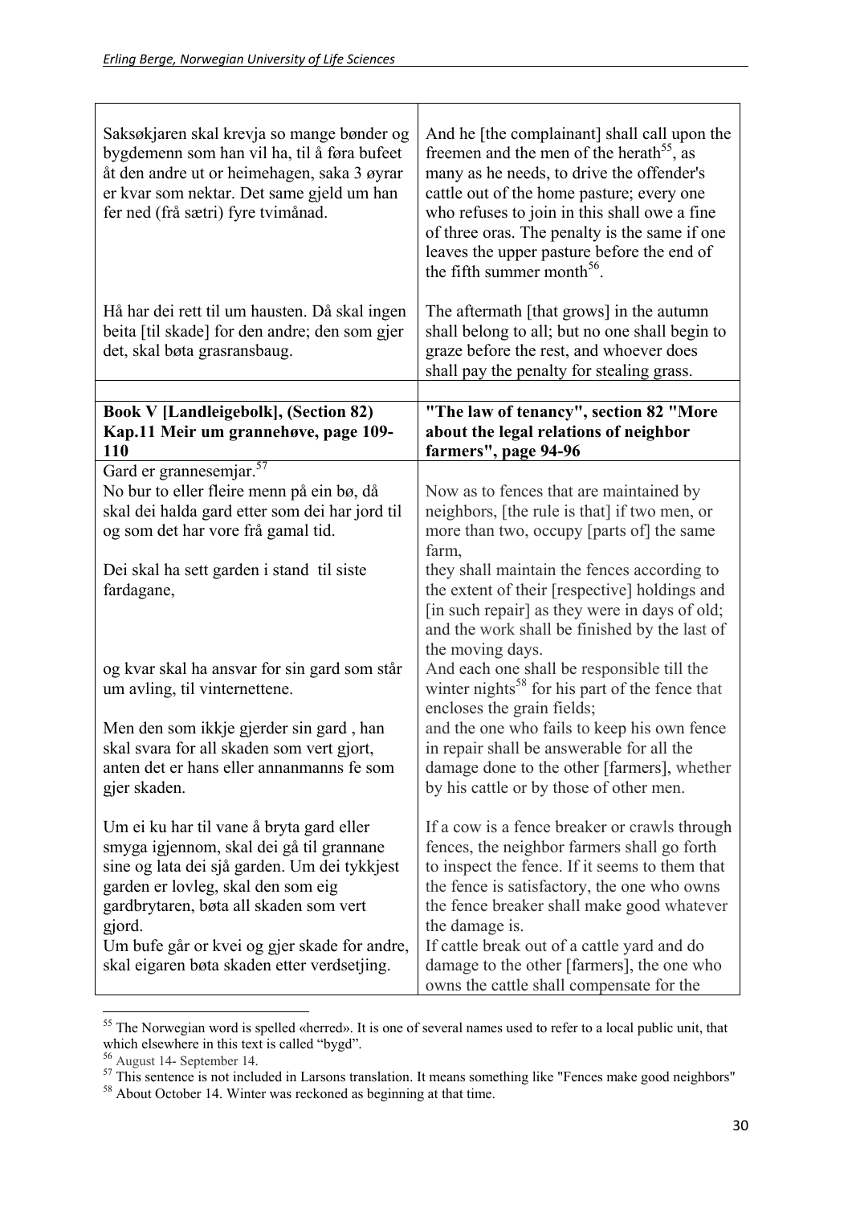| | |
|---|---|
| Saksøkjaren skal krevja so mange bønder og bygdemenn som han vil ha, til å føra bufeet åt den andre ut or heimehagen, saka 3 øyrar er kvar som nektar. Det same gjeld um han fer ned (frå sætri) fyre tvimånad. | And he [the complainant] shall call upon the freemen and the men of the herath[55], as many as he needs, to drive the offender's cattle out of the home pasture; every one who refuses to join in this shall owe a fine of three oras. The penalty is the same if one leaves the upper pasture before the end of the fifth summer month[56]. |
| Hå har dei rett til um hausten. Då skal ingen beita [til skade] for den andre; den som gjer det, skal bøta grasransbaug. | The aftermath [that grows] in the autumn shall belong to all; but no one shall begin to graze before the rest, and whoever does shall pay the penalty for stealing grass. |
| | |
| **Book V [Landleigebolk], (Section 82) Kap.11 Meir um grannehøve, page 109-110** | **"The law of tenancy", section 82 "More about the legal relations of neighbor farmers", page 94-96** |
| Gard er grannesemjar.[57] No bur to eller fleire menn på ein bø, då skal dei halda gard etter som dei har jord til og som det har vore frå gamal tid. | Now as to fences that are maintained by neighbors, [the rule is that] if two men, or more than two, occupy [parts of] the same farm, |
| Dei skal ha sett garden i stand til siste fardagane, | they shall maintain the fences according to the extent of their [respective] holdings and [in such repair] as they were in days of old; and the work shall be finished by the last of the moving days. |
| og kvar skal ha ansvar for sin gard som står um avling, til vinternettene. | And each one shall be responsible till the winter nights[58] for his part of the fence that encloses the grain fields; |
| Men den som ikkje gjerder sin gard , han skal svara for all skaden som vert gjort, anten det er hans eller annanmanns fe som gjer skaden. | and the one who fails to keep his own fence in repair shall be answerable for all the damage done to the other [farmers], whether by his cattle or by those of other men. |
| Um ei ku har til vane å bryta gard eller smyga igjennom, skal dei gå til grannane sine og lata dei sjå garden. Um dei tykkjest garden er lovleg, skal den som eig gardbrytaren, bøta all skaden som vert gjord. | If a cow is a fence breaker or crawls through fences, the neighbor farmers shall go forth to inspect the fence. If it seems to them that the fence is satisfactory, the one who owns the fence breaker shall make good whatever the damage is. |
| Um bufe går or kvei og gjer skade for andre, skal eigaren bøta skaden etter verdsetjing. | If cattle break out of a cattle yard and do damage to the other [farmers], the one who owns the cattle shall compensate for the |

[55] The Norwegian word is spelled «herred». It is one of several names used to refer to a local public unit, that which elsewhere in this text is called "bygd".

[56] August 14- September 14.

[57] This sentence is not included in Larsons translation. It means something like "Fences make good neighbors"

[58] About October 14. Winter was reckoned as beginning at that time.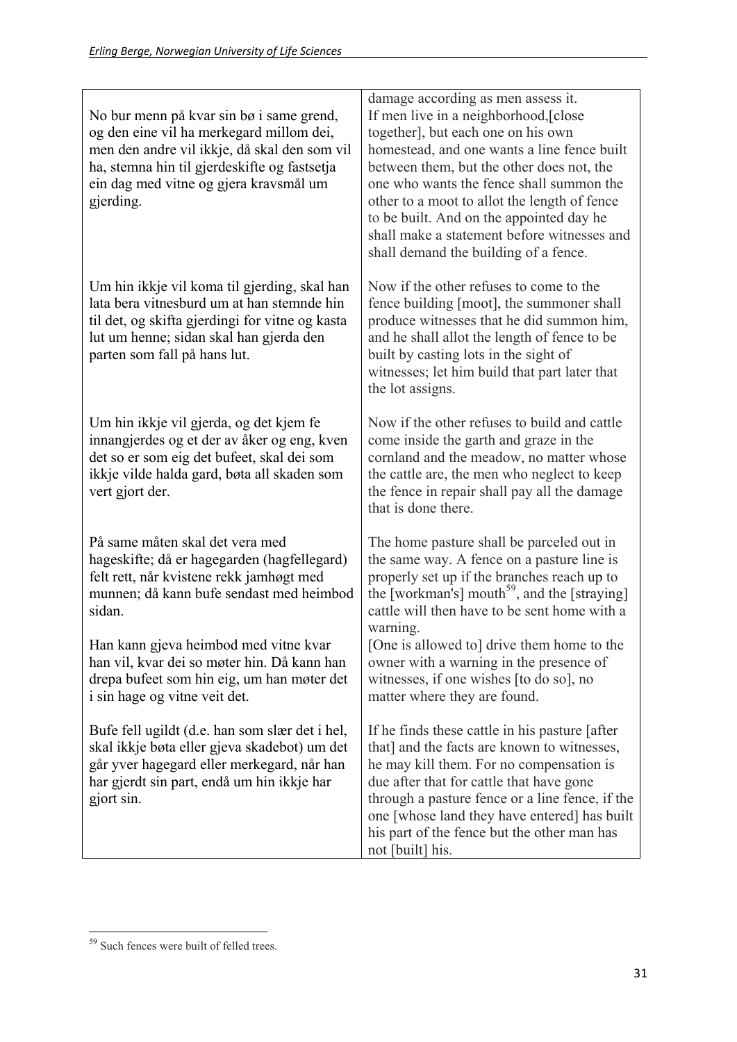| | |
|---|---|
| | damage according as men assess it. |
| No bur menn på kvar sin bø i same grend, og den eine vil ha merkegard millom dei, men den andre vil ikkje, då skal den som vil ha, stemna hin til gjerdeskifte og fastsetja ein dag med vitne og gjera kravsmål um gjerding. | If men live in a neighborhood,[close together], but each one on his own homestead, and one wants a line fence built between them, but the other does not, the one who wants the fence shall summon the other to a moot to allot the length of fence to be built. And on the appointed day he shall make a statement before witnesses and shall demand the building of a fence. |
| Um hin ikkje vil koma til gjerding, skal han lata bera vitnesburd um at han stemnde hin til det, og skifta gjerdingi for vitne og kasta lut um henne; sidan skal han gjerda den parten som fall på hans lut. | Now if the other refuses to come to the fence building [moot], the summoner shall produce witnesses that he did summon him, and he shall allot the length of fence to be built by casting lots in the sight of witnesses; let him build that part later that the lot assigns. |
| Um hin ikkje vil gjerda, og det kjem fe innangjerdes og et der av åker og eng, kven det so er som eig det bufeet, skal dei som ikkje vilde halda gard, bøta all skaden som vert gjort der. | Now if the other refuses to build and cattle come inside the garth and graze in the cornland and the meadow, no matter whose the cattle are, the men who neglect to keep the fence in repair shall pay all the damage that is done there. |
| På same måten skal det vera med hageskifte; då er hagegarden (hagfellegard) felt rett, når kvistene rekk jamhøgt med munnen; då kann bufe sendast med heimbod sidan. | The home pasture shall be parceled out in the same way. A fence on a pasture line is properly set up if the branches reach up to the [workman's] mouth[59], and the [straying] cattle will then have to be sent home with a warning. |
| Han kann gjeva heimbod med vitne kvar han vil, kvar dei so møter hin. Då kann han drepa bufeet som hin eig, um han møter det i sin hage og vitne veit det. | [One is allowed to] drive them home to the owner with a warning in the presence of witnesses, if one wishes [to do so], no matter where they are found. |
| Bufe fell ugildt (d.e. han som slær det i hel, skal ikkje bøta eller gjeva skadebot) um det går yver hagegard eller merkegard, når han har gjerdt sin part, endå um hin ikkje har gjort sin. | If he finds these cattle in his pasture [after that] and the facts are known to witnesses, he may kill them. For no compensation is due after that for cattle that have gone through a pasture fence or a line fence, if the one [whose land they have entered] has built his part of the fence but the other man has not [built] his. |

[59] Such fences were built of felled trees.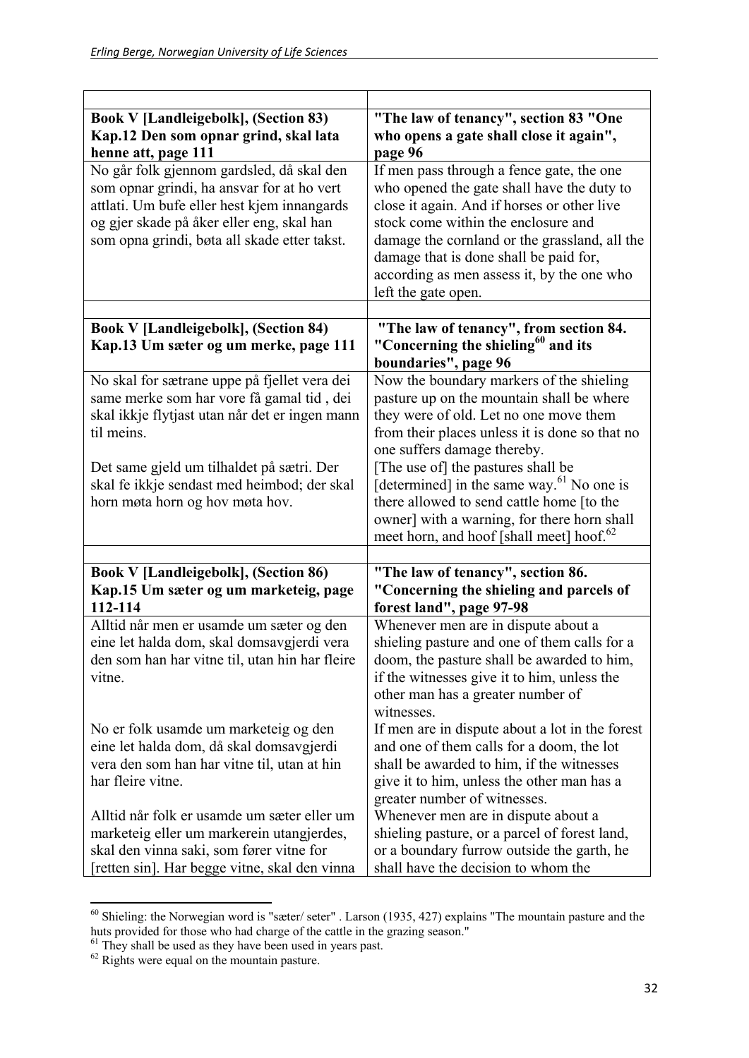| | |
|---|---|
| **Book V [Landleigebolk], (Section 83) Kap.12 Den som opnar grind, skal lata henne att, page 111** | **"The law of tenancy", section 83 "One who opens a gate shall close it again", page 96** |
| No går folk gjennom gardsled, då skal den som opnar grindi, ha ansvar for at ho vert attlati. Um bufe eller hest kjem innangards og gjer skade på åker eller eng, skal han som opna grindi, bøta all skade etter takst. | If men pass through a fence gate, the one who opened the gate shall have the duty to close it again. And if horses or other live stock come within the enclosure and damage the cornland or the grassland, all the damage that is done shall be paid for, according as men assess it, by the one who left the gate open. |
| | |
| **Book V [Landleigebolk], (Section 84) Kap.13 Um sæter og um merke, page 111** | **"The law of tenancy", from section 84. "Concerning the shieling[60] and its boundaries", page 96** |
| No skal for sætrane uppe på fjellet vera dei same merke som har vore få gamal tid , dei skal ikkje flytjast utan når det er ingen mann til meins.<br><br>Det same gjeld um tilhaldet på sætri. Der skal fe ikkje sendast med heimbod; der skal horn møta horn og hov møta hov. | Now the boundary markers of the shieling pasture up on the mountain shall be where they were of old. Let no one move them from their places unless it is done so that no one suffers damage thereby.<br>[The use of] the pastures shall be [determined] in the same way.[61] No one is there allowed to send cattle home [to the owner] with a warning, for there horn shall meet horn, and hoof [shall meet] hoof.[62] |
| | |
| **Book V [Landleigebolk], (Section 86) Kap.15 Um sæter og um marketeig, page 112-114** | **"The law of tenancy", section 86. "Concerning the shieling and parcels of forest land", page 97-98** |
| Alltid når men er usamde um sæter og den eine let halda dom, skal domsavgjerdi vera den som han har vitne til, utan hin har fleire vitne.<br><br>No er folk usamde um marketeig og den eine let halda dom, då skal domsavgjerdi vera den som han har vitne til, utan at hin har fleire vitne.<br><br>Alltid når folk er usamde um sæter eller um marketeig eller um markerein utangjerdes, skal den vinna saki, som fører vitne for [retten sin]. Har begge vitne, skal den vinna | Whenever men are in dispute about a shieling pasture and one of them calls for a doom, the pasture shall be awarded to him, if the witnesses give it to him, unless the other man has a greater number of witnesses.<br>If men are in dispute about a lot in the forest and one of them calls for a doom, the lot shall be awarded to him, if the witnesses give it to him, unless the other man has a greater number of witnesses.<br>Whenever men are in dispute about a shieling pasture, or a parcel of forest land, or a boundary furrow outside the garth, he shall have the decision to whom the |

[60] Shieling: the Norwegian word is "sæter/ seter" . Larson (1935, 427) explains "The mountain pasture and the huts provided for those who had charge of the cattle in the grazing season."

[61] They shall be used as they have been used in years past.

[62] Rights were equal on the mountain pasture.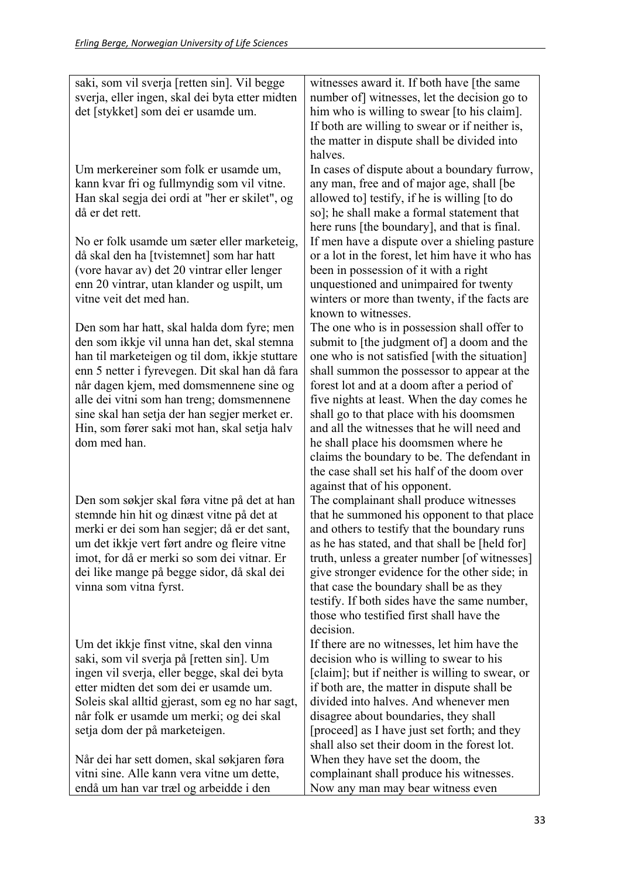| | |
|---|---|
| saki, som vil sverja [retten sin]. Vil begge sverja, eller ingen, skal dei byta etter midten det [stykket] som dei er usamde um. | witnesses award it. If both have [the same number of] witnesses, let the decision go to him who is willing to swear [to his claim]. If both are willing to swear or if neither is, the matter in dispute shall be divided into halves. |
| Um merkereiner som folk er usamde um, kann kvar fri og fullmyndig som vil vitne. Han skal segja dei ordi at "her er skilet", og då er det rett. | In cases of dispute about a boundary furrow, any man, free and of major age, shall [be allowed to] testify, if he is willing [to do so]; he shall make a formal statement that here runs [the boundary], and that is final. |
| No er folk usamde um sæter eller marketeig, då skal den ha [tvistemnet] som har hatt (vore havar av) det 20 vintrar eller lenger enn 20 vintrar, utan klander og uspilt, um vitne veit det med han. | If men have a dispute over a shieling pasture or a lot in the forest, let him have it who has been in possession of it with a right unquestioned and unimpaired for twenty winters or more than twenty, if the facts are known to witnesses. |
| Den som har hatt, skal halda dom fyre; men den som ikkje vil unna han det, skal stemna han til marketeigen og til dom, ikkje stuttare enn 5 netter i fyrevegen. Dit skal han då fara når dagen kjem, med domsmennene sine og alle dei vitni som han treng; domsmennene sine skal han setja der han segjer merket er. Hin, som fører saki mot han, skal setja halv dom med han. | The one who is in possession shall offer to submit to [the judgment of] a doom and the one who is not satisfied [with the situation] shall summon the possessor to appear at the forest lot and at a doom after a period of five nights at least. When the day comes he shall go to that place with his doomsmen and all the witnesses that he will need and he shall place his doomsmen where he claims the boundary to be. The defendant in the case shall set his half of the doom over against that of his opponent. |
| Den som søkjer skal føra vitne på det at han stemnde hin hit og dinæst vitne på det at merki er dei som han segjer; då er det sant, um det ikkje vert ført andre og fleire vitne imot, for då er merki so som dei vitnar. Er dei like mange på begge sidor, då skal dei vinna som vitna fyrst. | The complainant shall produce witnesses that he summoned his opponent to that place and others to testify that the boundary runs as he has stated, and that shall be [held for] truth, unless a greater number [of witnesses] give stronger evidence for the other side; in that case the boundary shall be as they testify. If both sides have the same number, those who testified first shall have the decision. |
| Um det ikkje finst vitne, skal den vinna saki, som vil sverja på [retten sin]. Um ingen vil sverja, eller begge, skal dei byta etter midten det som dei er usamde um. Soleis skal alltid gjerast, som eg no har sagt, når folk er usamde um merki; og dei skal setja dom der på marketeigen. | If there are no witnesses, let him have the decision who is willing to swear to his [claim]; but if neither is willing to swear, or if both are, the matter in dispute shall be divided into halves. And whenever men disagree about boundaries, they shall [proceed] as I have just set forth; and they shall also set their doom in the forest lot. |
| Når dei har sett domen, skal søkjaren føra vitni sine. Alle kann vera vitne um dette, endå um han var træl og arbeidde i den | When they have set the doom, the complainant shall produce his witnesses. Now any man may bear witness even |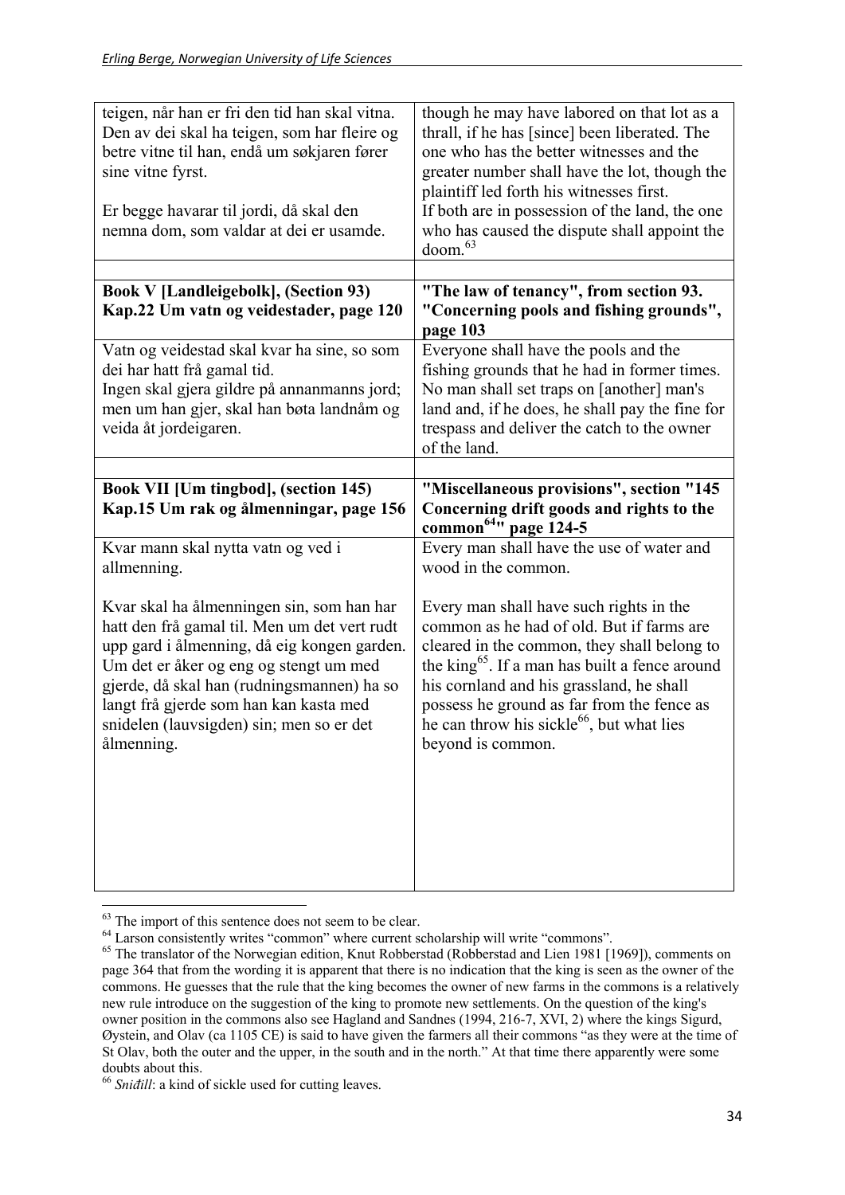| teigen, når han er fri den tid han skal vitna. Den av dei skal ha teigen, som har fleire og betre vitne til han, endå um søkjaren fører sine vitne fyrst.<br><br>Er begge havarar til jordi, då skal den nemna dom, som valdar at dei er usamde. | though he may have labored on that lot as a thrall, if he has [since] been liberated. The one who has the better witnesses and the greater number shall have the lot, though the plaintiff led forth his witnesses first.<br>If both are in possession of the land, the one who has caused the dispute shall appoint the doom.[63] |
|---|---|
| | |
| **Book V [Landleigebolk], (Section 93) Kap.22 Um vatn og veidestader, page 120** | **"The law of tenancy", from section 93. "Concerning pools and fishing grounds", page 103** |
| Vatn og veidestad skal kvar ha sine, so som dei har hatt frå gamal tid.<br>Ingen skal gjera gildre på annanmanns jord; men um han gjer, skal han bøta landnåm og veida åt jordeigaren. | Everyone shall have the pools and the fishing grounds that he had in former times.<br>No man shall set traps on [another] man's land and, if he does, he shall pay the fine for trespass and deliver the catch to the owner of the land. |
| | |
| **Book VII [Um tingbod], (section 145) Kap.15 Um rak og ålmenningar, page 156** | **"Miscellaneous provisions", section "145 Concerning drift goods and rights to the common[64]" page 124-5** |
| Kvar mann skal nytta vatn og ved i allmenning.<br><br>Kvar skal ha ålmenningen sin, som han har hatt den frå gamal til. Men um det vert rudt upp gard i ålmenning, då eig kongen garden. Um det er åker og eng og stengt um med gjerde, då skal han (rudningsmannen) ha so langt frå gjerde som han kan kasta med snidelen (lauvsigden) sin; men so er det ålmenning. | Every man shall have the use of water and wood in the common.<br><br>Every man shall have such rights in the common as he had of old. But if farms are cleared in the common, they shall belong to the king[65]. If a man has built a fence around his cornland and his grassland, he shall possess he ground as far from the fence as he can throw his sickle[66], but what lies beyond is common. |

[63] The import of this sentence does not seem to be clear.

[64] Larson consistently writes "common" where current scholarship will write "commons".

[65] The translator of the Norwegian edition, Knut Robberstad (Robberstad and Lien 1981 [1969]), comments on page 364 that from the wording it is apparent that there is no indication that the king is seen as the owner of the commons. He guesses that the rule that the king becomes the owner of new farms in the commons is a relatively new rule introduce on the suggestion of the king to promote new settlements. On the question of the king's owner position in the commons also see Hagland and Sandnes (1994, 216-7, XVI, 2) where the kings Sigurd, Øystein, and Olav (ca 1105 CE) is said to have given the farmers all their commons "as they were at the time of St Olav, both the outer and the upper, in the south and in the north." At that time there apparently were some doubts about this.

[66] *Sniđill*: a kind of sickle used for cutting leaves.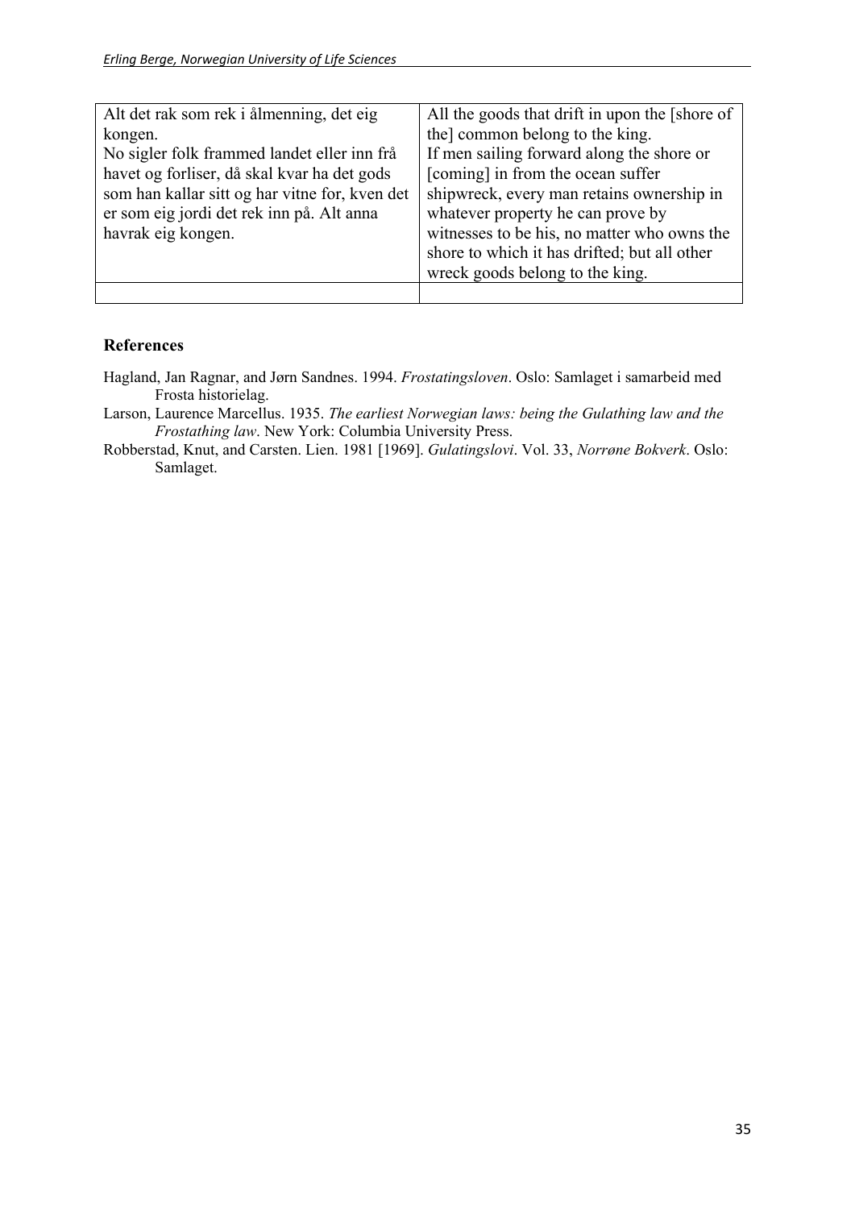| | |
|---|---|
| Alt det rak som rek i ålmenning, det eig kongen.<br>No sigler folk frammed landet eller inn frå havet og forliser, då skal kvar ha det gods som han kallar sitt og har vitne for, kven det er som eig jordi det rek inn på. Alt anna havrak eig kongen. | All the goods that drift in upon the [shore of the] common belong to the king.<br>If men sailing forward along the shore or [coming] in from the ocean suffer shipwreck, every man retains ownership in whatever property he can prove by witnesses to be his, no matter who owns the shore to which it has drifted; but all other wreck goods belong to the king. |
| | |

### References

Hagland, Jan Ragnar, and Jørn Sandnes. 1994. *Frostatingsloven*. Oslo: Samlaget i samarbeid med Frosta historielag.

Larson, Laurence Marcellus. 1935. *The earliest Norwegian laws: being the Gulathing law and the Frostathing law*. New York: Columbia University Press.

Robberstad, Knut, and Carsten. Lien. 1981 [1969]. *Gulatingslovi*. Vol. 33, *Norrøne Bokverk*. Oslo: Samlaget.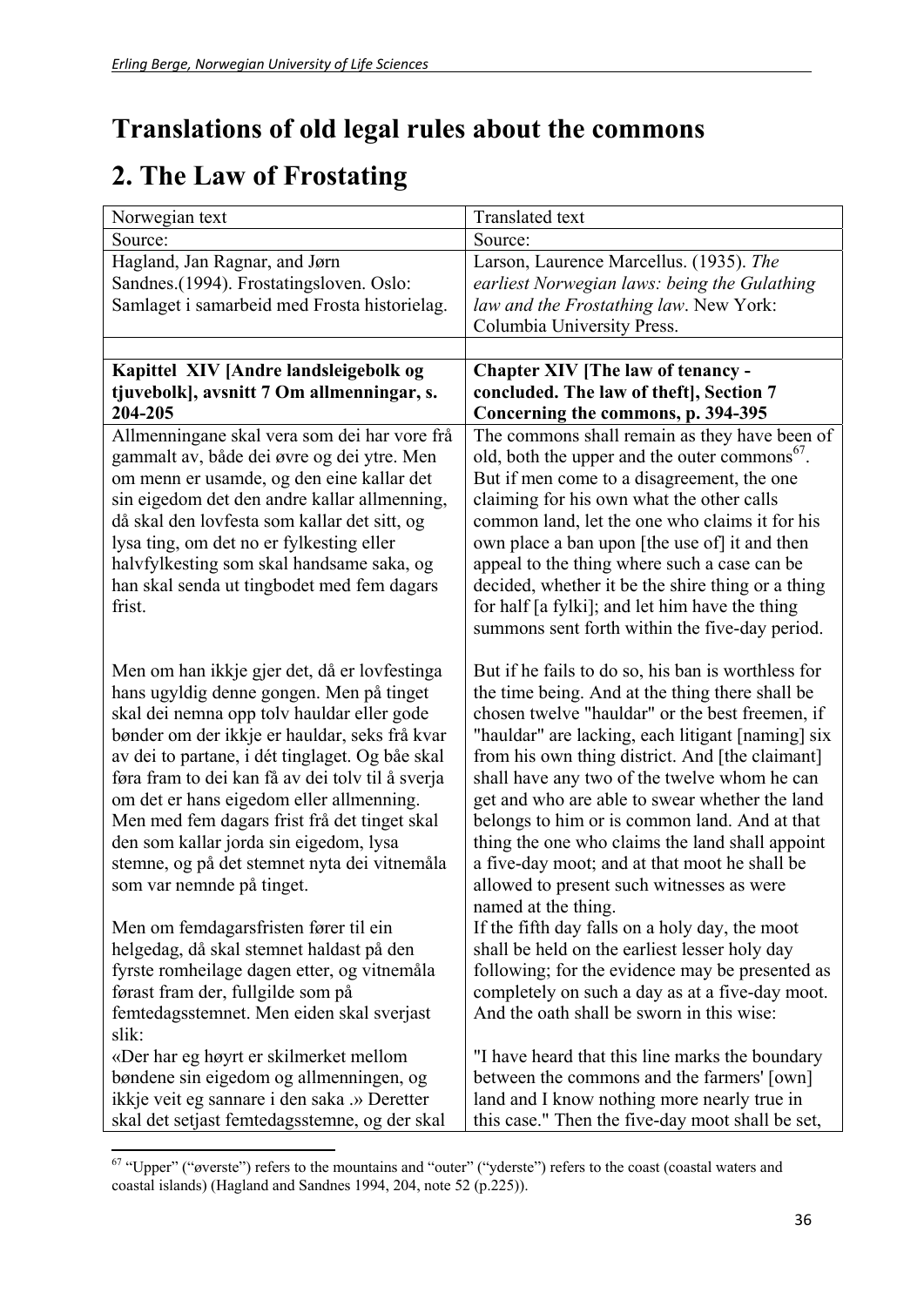# Translations of old legal rules about the commons

# 2. The Law of Frostating

| Norwegian text | Translated text |
|---|---|
| Source: | Source: |
| Hagland, Jan Ragnar, and Jørn Sandnes.(1994). Frostatingsloven. Oslo: Samlaget i samarbeid med Frosta historielag. | Larson, Laurence Marcellus. (1935). *The earliest Norwegian laws: being the Gulathing law and the Frostathing law*. New York: Columbia University Press. |
| | |
| **Kapittel XIV [Andre landsleigebolk og tjuvebolk], avsnitt 7 Om allmenningar, s. 204-205** | **Chapter XIV [The law of tenancy - concluded. The law of theft], Section 7 Concerning the commons, p. 394-395** |
| Allmenningane skal vera som dei har vore frå gammalt av, både dei øvre og dei ytre. Men om menn er usamde, og den eine kallar det sin eigedom det den andre kallar allmenning, då skal den lovfesta som kallar det sitt, og lysa ting, om det no er fylkesting eller halvfylkesting som skal handsame saka, og han skal senda ut tingbodet med fem dagars frist. | The commons shall remain as they have been of old, both the upper and the outer commons[67]. But if men come to a disagreement, the one claiming for his own what the other calls common land, let the one who claims it for his own place a ban upon [the use of] it and then appeal to the thing where such a case can be decided, whether it be the shire thing or a thing for half [a fylki]; and let him have the thing summons sent forth within the five-day period. |
| Men om han ikkje gjer det, då er lovfestinga hans ugyldig denne gongen. Men på tinget skal dei nemna opp tolv hauldar eller gode bønder om der ikkje er hauldar, seks frå kvar av dei to partane, i dét tinglaget. Og både skal føra fram to dei kan få av dei tolv til å sverja om det er hans eigedom eller allmenning. Men med fem dagars frist frå det tinget skal den som kallar jorda sin eigedom, lysa stemne, og på det stemnet nyta dei vitnemåla som var nemnde på tinget. | But if he fails to do so, his ban is worthless for the time being. And at the thing there shall be chosen twelve "hauldar" or the best freemen, if "hauldar" are lacking, each litigant [naming] six from his own thing district. And [the claimant] shall have any two of the twelve whom he can get and who are able to swear whether the land belongs to him or is common land. And at that thing the one who claims the land shall appoint a five-day moot; and at that moot he shall be allowed to present such witnesses as were named at the thing. |
| Men om femdagarsfristen fører til ein helgedag, då skal stemnet haldast på den fyrste romheilage dagen etter, og vitnemåla førast fram der, fullgilde som på femtedagsstemnet. Men eiden skal sverjast slik: «Der har eg høyrt er skilmerket mellom bøndene sin eigedom og allmenningen, og ikkje veit eg sannare i den saka .» Deretter skal det setjast femtedagsstemne, og der skal | If the fifth day falls on a holy day, the moot shall be held on the earliest lesser holy day following; for the evidence may be presented as completely on such a day as at a five-day moot. And the oath shall be sworn in this wise: "I have heard that this line marks the boundary between the commons and the farmers' [own] land and I know nothing more nearly true in this case." Then the five-day moot shall be set, |

[67] "Upper" ("øverste") refers to the mountains and "outer" ("yderste") refers to the coast (coastal waters and coastal islands) (Hagland and Sandnes 1994, 204, note 52 (p.225)).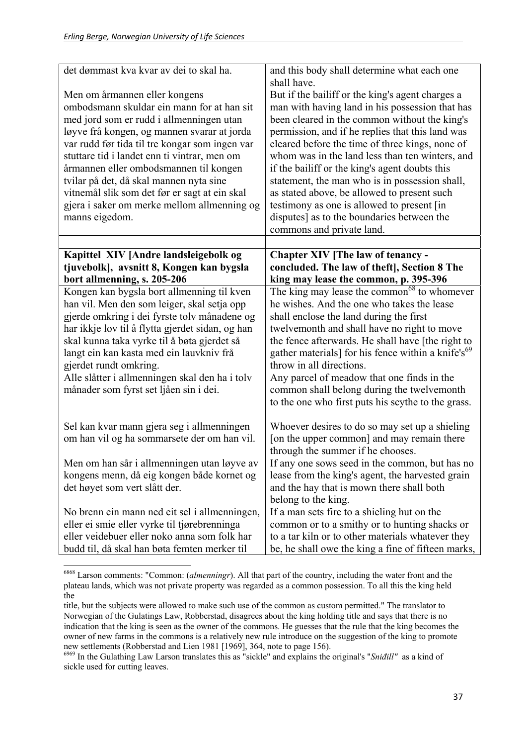| det dømmast kva kvar av dei to skal ha.<br><br>Men om årmannen eller kongens ombodsmann skuldar ein mann for at han sit med jord som er rudd i allmenningen utan løyve frå kongen, og mannen svarar at jorda var rudd før tida til tre kongar som ingen var stuttare tid i landet enn ti vintrar, men om årmannen eller ombodsmannen til kongen tvilar på det, då skal mannen nyta sine vitnemål slik som det før er sagt at ein skal gjera i saker om merke mellom allmenning og manns eigedom. | and this body shall determine what each one shall have.<br>But if the bailiff or the king's agent charges a man with having land in his possession that has been cleared in the common without the king's permission, and if he replies that this land was cleared before the time of three kings, none of whom was in the land less than ten winters, and if the bailiff or the king's agent doubts this statement, the man who is in possession shall, as stated above, be allowed to present such testimony as one is allowed to present [in disputes] as to the boundaries between the commons and private land. |
|---|---|
| | |
| **Kapittel XIV [Andre landsleigebolk og tjuvebolk], avsnitt 8, Kongen kan bygsla bort allmenning, s. 205-206** | **Chapter XIV [The law of tenancy - concluded. The law of theft], Section 8 The king may lease the common, p. 395-396** |
| Kongen kan bygsla bort allmenning til kven han vil. Men den som leiger, skal setja opp gjerde omkring i dei fyrste tolv månadene og har ikkje lov til å flytta gjerdet sidan, og han skal kunna taka vyrke til å bøta gjerdet så langt ein kan kasta med ein lauvkniv frå gjerdet rundt omkring.<br>Alle slåtter i allmenningen skal den ha i tolv månader som fyrst set ljåen sin i dei.<br><br>Sel kan kvar mann gjera seg i allmenningen om han vil og ha sommarsete der om han vil.<br><br>Men om han sår i allmenningen utan løyve av kongens menn, då eig kongen både kornet og det høyet som vert slått der.<br><br>No brenn ein mann ned eit sel i allmenningen, eller ei smie eller vyrke til tjørebrenninga eller veidebuer eller noko anna som folk har budd til, då skal han bøta femten merker til | The king may lease the common[68] to whomever he wishes. And the one who takes the lease shall enclose the land during the first twelvemonth and shall have no right to move the fence afterwards. He shall have [the right to gather materials] for his fence within a knife's[69] throw in all directions.<br>Any parcel of meadow that one finds in the common shall belong during the twelvemonth to the one who first puts his scythe to the grass.<br><br>Whoever desires to do so may set up a shieling [on the upper common] and may remain there through the summer if he chooses.<br>If any one sows seed in the common, but has no lease from the king's agent, the harvested grain and the hay that is mown there shall both belong to the king.<br>If a man sets fire to a shieling hut on the common or to a smithy or to hunting shacks or to a tar kiln or to other materials whatever they be, he shall owe the king a fine of fifteen marks, |

[68] Larson comments: "Common: (*almenningr*). All that part of the country, including the water front and the plateau lands, which was not private property was regarded as a common possession. To all this the king held the

title, but the subjects were allowed to make such use of the common as custom permitted." The translator to Norwegian of the Gulatings Law, Robberstad, disagrees about the king holding title and says that there is no indication that the king is seen as the owner of the commons. He guesses that the rule that the king becomes the owner of new farms in the commons is a relatively new rule introduce on the suggestion of the king to promote new settlements (Robberstad and Lien 1981 [1969], 364, note to page 156).

[69] In the Gulathing Law Larson translates this as "sickle" and explains the original's "*Sniđill*" as a kind of sickle used for cutting leaves.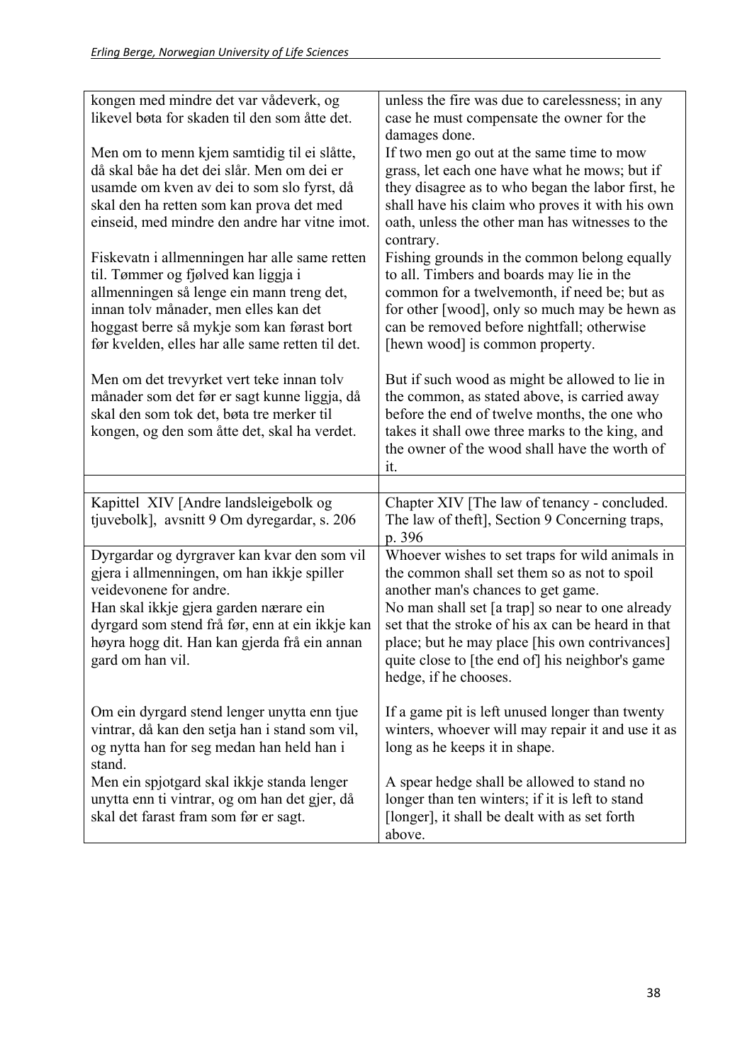| kongen med mindre det var vådeverk, og likevel bøta for skaden til den som åtte det.<br><br>Men om to menn kjem samtidig til ei slåtte, då skal båe ha det dei slår. Men om dei er usamde om kven av dei to som slo fyrst, då skal den ha retten som kan prova det med einseid, med mindre den andre har vitne imot.<br><br>Fiskevatn i allmenningen har alle same retten til. Tømmer og fjølved kan liggja i allmenningen så lenge ein mann treng det, innan tolv månader, men elles kan det hoggast berre så mykje som kan førast bort før kvelden, elles har alle same retten til det.<br><br>Men om det trevyrket vert teke innan tolv månader som det før er sagt kunne liggja, då skal den som tok det, bøta tre merker til kongen, og den som åtte det, skal ha verdet. | unless the fire was due to carelessness; in any case he must compensate the owner for the damages done.<br>If two men go out at the same time to mow grass, let each one have what he mows; but if they disagree as to who began the labor first, he shall have his claim who proves it with his own oath, unless the other man has witnesses to the contrary.<br>Fishing grounds in the common belong equally to all. Timbers and boards may lie in the common for a twelvemonth, if need be; but as for other [wood], only so much may be hewn as can be removed before nightfall; otherwise [hewn wood] is common property.<br><br>But if such wood as might be allowed to lie in the common, as stated above, is carried away before the end of twelve months, the one who takes it shall owe three marks to the king, and the owner of the wood shall have the worth of it. |
|---|---|
| | |
| Kapittel XIV [Andre landsleigebolk og tjuvebolk], avsnitt 9 Om dyregardar, s. 206 | Chapter XIV [The law of tenancy - concluded. The law of theft], Section 9 Concerning traps, p. 396 |
| Dyrgardar og dyrgraver kan kvar den som vil gjera i allmenningen, om han ikkje spiller veidevonene for andre.<br>Han skal ikkje gjera garden nærare ein dyrgard som stend frå før, enn at ein ikkje kan høyra hogg dit. Han kan gjerda frå ein annan gard om han vil.<br><br>Om ein dyrgard stend lenger unytta enn tjue vintrar, då kan den setja han i stand som vil, og nytta han for seg medan han held han i stand.<br>Men ein spjotgard skal ikkje standa lenger unytta enn ti vintrar, og om han det gjer, då skal det farast fram som før er sagt. | Whoever wishes to set traps for wild animals in the common shall set them so as not to spoil another man's chances to get game.<br>No man shall set [a trap] so near to one already set that the stroke of his ax can be heard in that place; but he may place [his own contrivances] quite close to [the end of] his neighbor's game hedge, if he chooses.<br><br>If a game pit is left unused longer than twenty winters, whoever will may repair it and use it as long as he keeps it in shape.<br><br>A spear hedge shall be allowed to stand no longer than ten winters; if it is left to stand [longer], it shall be dealt with as set forth above. |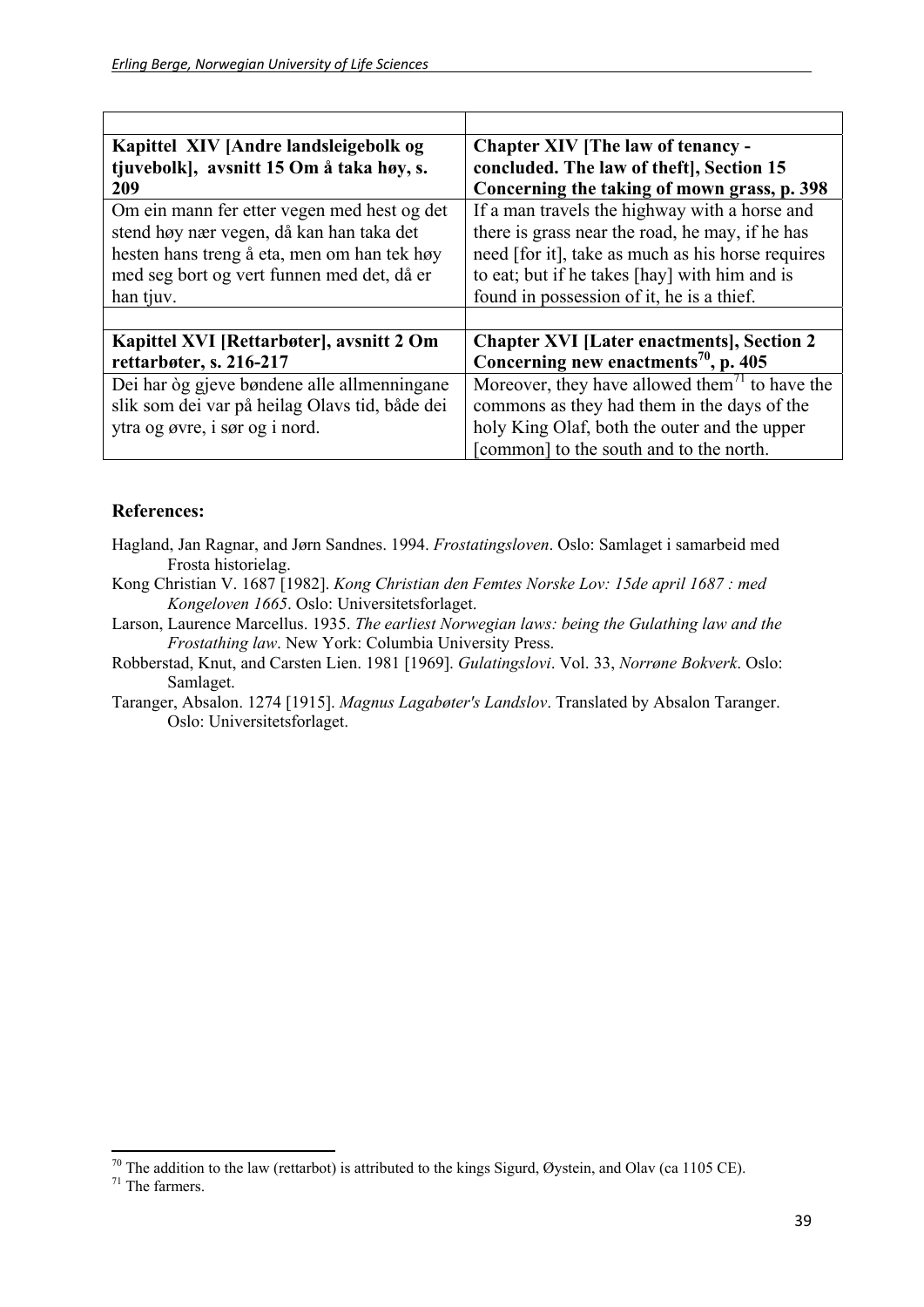| | |
|---|---|
| **Kapittel XIV [Andre landsleigebolk og tjuvebolk], avsnitt 15 Om å taka høy, s. 209** | **Chapter XIV [The law of tenancy - concluded. The law of theft], Section 15 Concerning the taking of mown grass, p. 398** |
| Om ein mann fer etter vegen med hest og det stend høy nær vegen, då kan han taka det hesten hans treng å eta, men om han tek høy med seg bort og vert funnen med det, då er han tjuv. | If a man travels the highway with a horse and there is grass near the road, he may, if he has need [for it], take as much as his horse requires to eat; but if he takes [hay] with him and is found in possession of it, he is a thief. |
| | |
| **Kapittel XVI [Rettarbøter], avsnitt 2 Om rettarbøter, s. 216-217** | **Chapter XVI [Later enactments], Section 2 Concerning new enactments[70], p. 405** |
| Dei har òg gjeve bøndene alle allmenningane slik som dei var på heilag Olavs tid, både dei ytra og øvre, i sør og i nord. | Moreover, they have allowed them[71] to have the commons as they had them in the days of the holy King Olaf, both the outer and the upper [common] to the south and to the north. |

## References:

Hagland, Jan Ragnar, and Jørn Sandnes. 1994. *Frostatingsloven*. Oslo: Samlaget i samarbeid med Frosta historielag.

Kong Christian V. 1687 [1982]. *Kong Christian den Femtes Norske Lov: 15de april 1687 : med Kongeloven 1665*. Oslo: Universitetsforlaget.

Larson, Laurence Marcellus. 1935. *The earliest Norwegian laws: being the Gulathing law and the Frostathing law*. New York: Columbia University Press.

Robberstad, Knut, and Carsten Lien. 1981 [1969]. *Gulatingslovi*. Vol. 33, *Norrøne Bokverk*. Oslo: Samlaget.

Taranger, Absalon. 1274 [1915]. *Magnus Lagabøter's Landslov*. Translated by Absalon Taranger. Oslo: Universitetsforlaget.

---

[70] The addition to the law (rettarbot) is attributed to the kings Sigurd, Øystein, and Olav (ca 1105 CE).

[71] The farmers.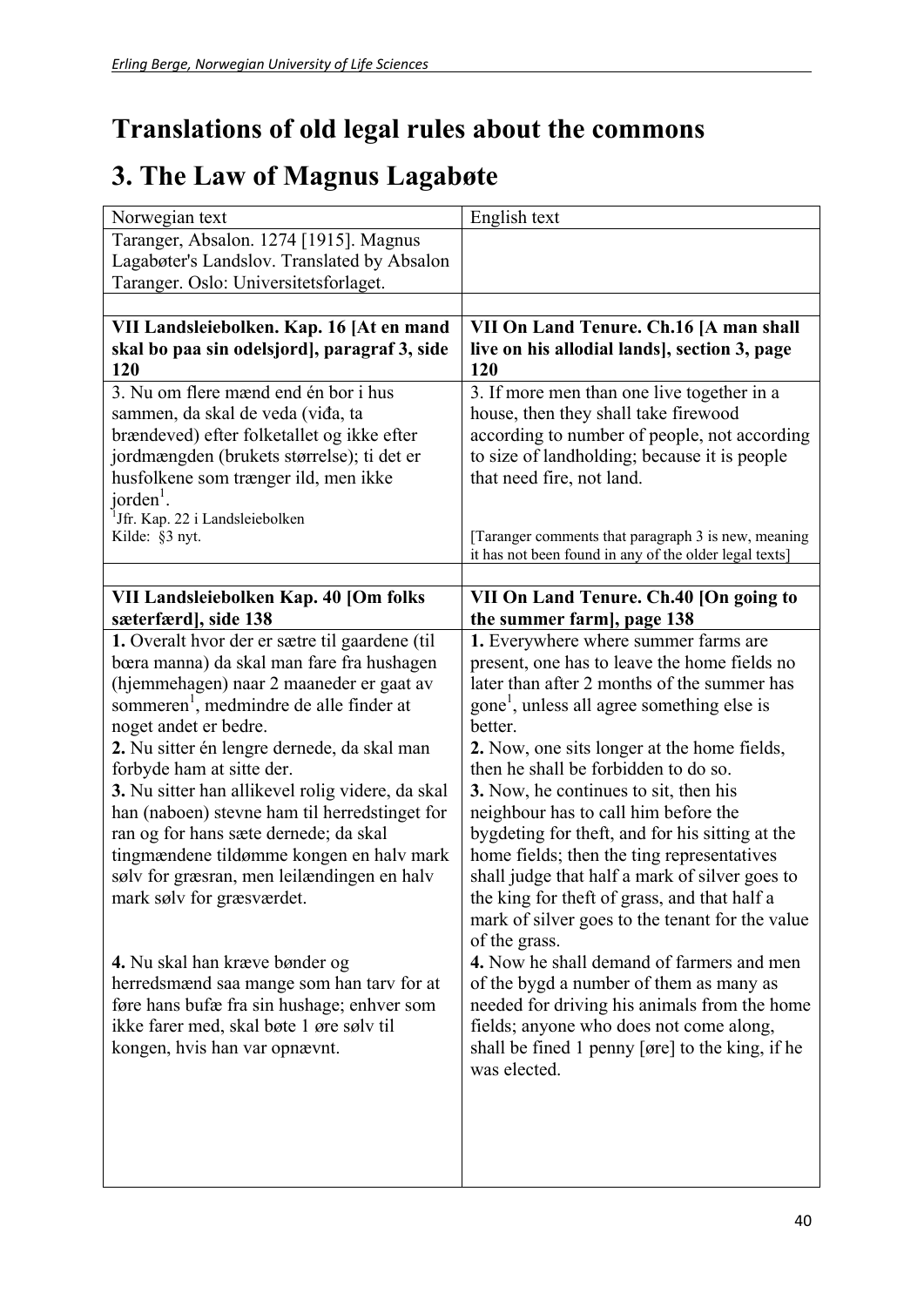# Translations of old legal rules about the commons

# 3. The Law of Magnus Lagabøte

| Norwegian text | English text |
|---|---|
| Taranger, Absalon. 1274 [1915]. Magnus Lagabøter's Landslov. Translated by Absalon Taranger. Oslo: Universitetsforlaget. | |
| | |
| **VII Landsleiebolken. Kap. 16 [At en mand skal bo paa sin odelsjord], paragraf 3, side 120** | **VII On Land Tenure. Ch.16 [A man shall live on his allodial lands], section 3, page 120** |
| 3. Nu om flere mænd end én bor i hus sammen, da skal de veda (viđa, ta brændeved) efter folketallet og ikke efter jordmængden (brukets størrelse); ti det er husfolkene som trænger ild, men ikke jorden[1].<br>[1]Jfr. Kap. 22 i Landsleiebolken<br>Kilde: §3 nyt. | 3. If more men than one live together in a house, then they shall take firewood according to number of people, not according to size of landholding; because it is people that need fire, not land.<br><br>[Taranger comments that paragraph 3 is new, meaning it has not been found in any of the older legal texts] |
| | |
| **VII Landsleiebolken Kap. 40 [Om folks sæterfærd], side 138** | **VII On Land Tenure. Ch.40 [On going to the summer farm], page 138** |
| **1.** Overalt hvor der er sætre til gaardene (til bœra manna) da skal man fare fra hushagen (hjemmehagen) naar 2 maaneder er gaat av sommeren[1], medmindre de alle finder at noget andet er bedre.<br>**2.** Nu sitter én lengre dernede, da skal man forbyde ham at sitte der.<br>**3.** Nu sitter han allikevel rolig videre, da skal han (naboen) stevne ham til herredstinget for ran og for hans sæte dernede; da skal tingmændene tildømme kongen en halv mark sølv for græsran, men leilændingen en halv mark sølv for græsværdet.<br>**4.** Nu skal han kræve bønder og herredsmænd saa mange som han tarv for at føre hans bufæ fra sin hushage; enhver som ikke farer med, skal bøte 1 øre sølv til kongen, hvis han var opnævnt. | **1.** Everywhere where summer farms are present, one has to leave the home fields no later than after 2 months of the summer has gone[1], unless all agree something else is better.<br>**2.** Now, one sits longer at the home fields, then he shall be forbidden to do so.<br>**3.** Now, he continues to sit, then his neighbour has to call him before the bygdeting for theft, and for his sitting at the home fields; then the ting representatives shall judge that half a mark of silver goes to the king for theft of grass, and that half a mark of silver goes to the tenant for the value of the grass.<br>**4.** Now he shall demand of farmers and men of the bygd a number of them as many as needed for driving his animals from the home fields; anyone who does not come along, shall be fined 1 penny [øre] to the king, if he was elected. |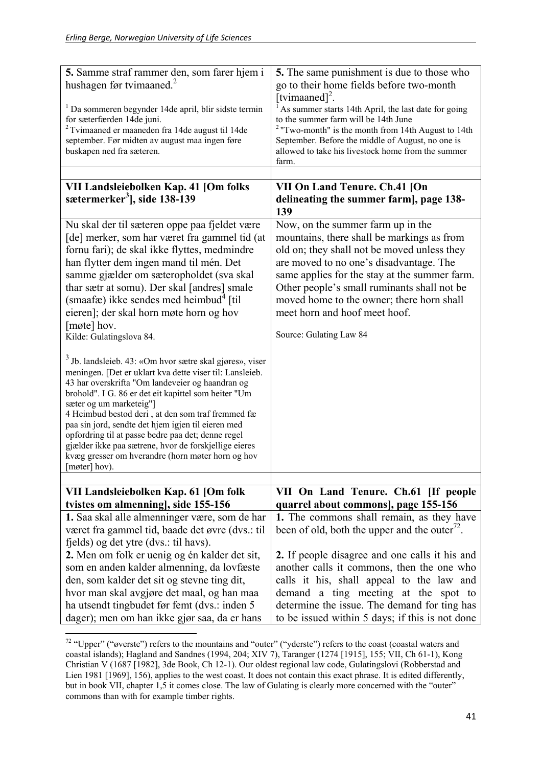| | |
|---|---|
| **5.** Samme straf rammer den, som farer hjem i hushagen før tvimaaned.[2]<br><br>[1] Da sommeren begynder 14de april, blir sidste termin for sæterfærden 14de juni.<br>[2] Tvimaaned er maaneden fra 14de august til 14de september. Før midten av august maa ingen føre buskapen ned fra sæteren. | **5.** The same punishment is due to those who go to their home fields before two-month [tvimaaned][2].<br>[1] As summer starts 14th April, the last date for going to the summer farm will be 14th June<br>[2] "Two-month" is the month from 14th August to 14th September. Before the middle of August, no one is allowed to take his livestock home from the summer farm. |
| | |
| **VII Landsleiebolken Kap. 41 [Om folks sætermerker[3]], side 138-139** | **VII On Land Tenure. Ch.41 [On delineating the summer farm], page 138-139** |
| Nu skal der til sæteren oppe paa fjeldet være [de] merker, som har været fra gammel tid (at fornu fari); de skal ikke flyttes, medmindre han flytter dem ingen mand til mén. Det samme gjælder om sæteropholdet (sva skal thar sætr at somu). Der skal [andres] smale (smaafæ) ikke sendes med heimbud[4] [til eieren]; der skal horn møte horn og hov [møte] hov.<br>Kilde: Gulatingslova 84.<br><br>[3] Jb. landsleieb. 43: «Om hvor sætre skal gjøres», viser meningen. [Det er uklart kva dette viser til: Lansleieb. 43 har overskrifta "Om landeveier og haandran og brohold". I G. 86 er det eit kapittel som heiter "Um sæter og um marketeig"]<br>4 Heimbud bestod deri , at den som traf fremmed fæ paa sin jord, sendte det hjem igjen til eieren med opfordring til at passe bedre paa det; denne regel gjælder ikke paa sætrene, hvor de forskjellige eieres kvæg gresser om hverandre (horn møter horn og hov [møter] hov). | Now, on the summer farm up in the mountains, there shall be markings as from old on; they shall not be moved unless they are moved to no one's disadvantage. The same applies for the stay at the summer farm. Other people's small ruminants shall not be moved home to the owner; there horn shall meet horn and hoof meet hoof.<br><br>Source: Gulating Law 84 |
| | |
| **VII Landsleiebolken Kap. 61 [Om folk tvistes om almenning], side 155-156** | **VII On Land Tenure. Ch.61 [If people quarrel about commons], page 155-156** |
| **1.** Saa skal alle almenninger være, som de har været fra gammel tid, baade det øvre (dvs.: til fjelds) og det ytre (dvs.: til havs).<br>**2.** Men om folk er uenig og én kalder det sit, som en anden kalder almenning, da lovfæste den, som kalder det sit og stevne ting dit, hvor man skal avgjøre det maal, og han maa ha utsendt tingbudet før femt (dvs.: inden 5 dager); men om han ikke gjør saa, da er hans | **1.** The commons shall remain, as they have been of old, both the upper and the outer[72].<br><br>**2.** If people disagree and one calls it his and another calls it commons, then the one who calls it his, shall appeal to the law and demand a ting meeting at the spot to determine the issue. The demand for ting has to be issued within 5 days; if this is not done |

[72] "Upper" ("øverste") refers to the mountains and "outer" ("yderste") refers to the coast (coastal waters and coastal islands); Hagland and Sandnes (1994, 204; XIV 7), Taranger (1274 [1915], 155; VII, Ch 61-1), Kong Christian V (1687 [1982], 3de Book, Ch 12-1). Our oldest regional law code, Gulatingslovi (Robberstad and Lien 1981 [1969], 156), applies to the west coast. It does not contain this exact phrase. It is edited differently, but in book VII, chapter 1,5 it comes close. The law of Gulating is clearly more concerned with the "outer" commons than with for example timber rights.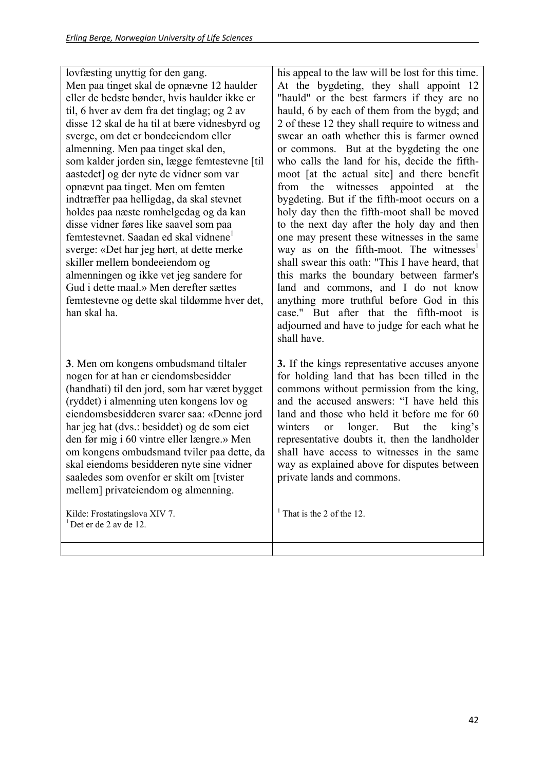| | |
|---|---|
| lovfæsting unyttig for den gang. Men paa tinget skal de opnævne 12 haulder eller de bedste bønder, hvis haulder ikke er til, 6 hver av dem fra det tinglag; og 2 av disse 12 skal de ha til at bære vidnesbyrd og sverge, om det er bondeeiendom eller almenning. Men paa tinget skal den, som kalder jorden sin, lægge femtestevne [til aastedet] og der nyte de vidner som var opnævnt paa tinget. Men om femten indtræffer paa helligdag, da skal stevnet holdes paa næste romhelgedag og da kan disse vidner føres like saavel som paa femtestevnet. Saadan ed skal vidnene[1] sverge: «Det har jeg hørt, at dette merke skiller mellem bondeeiendom og almenningen og ikke vet jeg sandere for Gud i dette maal.» Men derefter sættes femtestevne og dette skal tildømme hver det, han skal ha. | his appeal to the law will be lost for this time. At the bygdeting, they shall appoint 12 "hauld" or the best farmers if they are no hauld, 6 by each of them from the bygd; and 2 of these 12 they shall require to witness and swear an oath whether this is farmer owned or commons. But at the bygdeting the one who calls the land for his, decide the fifth-moot [at the actual site] and there benefit from the witnesses appointed at the bygdeting. But if the fifth-moot occurs on a holy day then the fifth-moot shall be moved to the next day after the holy day and then one may present these witnesses in the same way as on the fifth-moot. The witnesses[1] shall swear this oath: "This I have heard, that this marks the boundary between farmer's land and commons, and I do not know anything more truthful before God in this case." But after that the fifth-moot is adjourned and have to judge for each what he shall have. |
| **3**. Men om kongens ombudsmand tiltaler nogen for at han er eiendomsbesidder (handhati) til den jord, som har været bygget (ryddet) i almenning uten kongens lov og eiendomsbesidderen svarer saa: «Denne jord har jeg hat (dvs.: besiddet) og de som eiet den før mig i 60 vintre eller længre.» Men om kongens ombudsmand tviler paa dette, da skal eiendoms besidderen nyte sine vidner saaledes som ovenfor er skilt om [tvister mellem] privateiendom og almenning.<br><br>Kilde: Frostatingslova XIV 7.<br>[1] Det er de 2 av de 12. | **3.** If the kings representative accuses anyone for holding land that has been tilled in the commons without permission from the king, and the accused answers: "I have held this land and those who held it before me for 60 winters or longer. But the king's representative doubts it, then the landholder shall have access to witnesses in the same way as explained above for disputes between private lands and commons.<br><br>[1] That is the 2 of the 12. |
| | |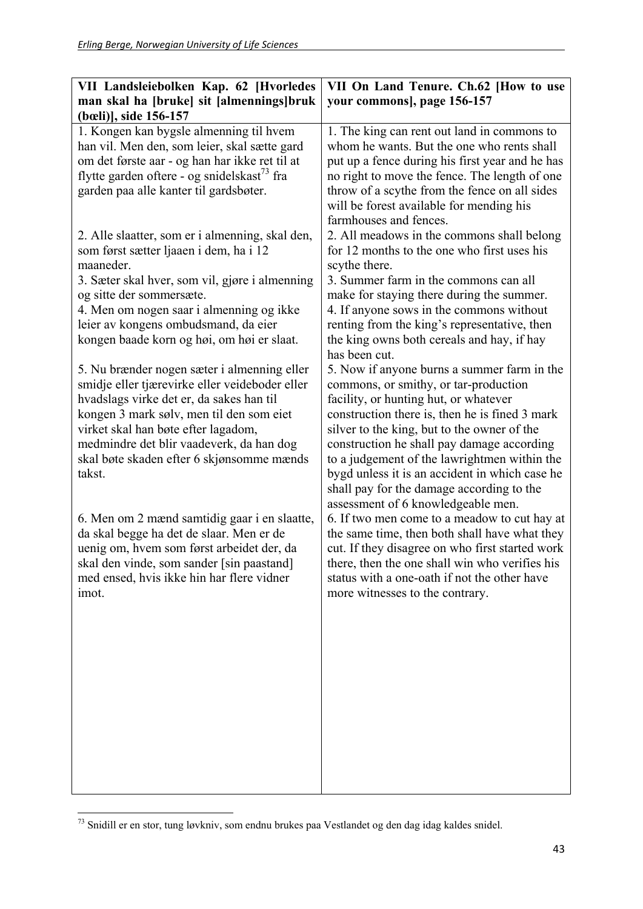| VII Landsleiebolken Kap. 62 [Hvorledes man skal ha [bruke] sit [almennings]bruk (bœli)], side 156-157 | VII On Land Tenure. Ch.62 [How to use your commons], page 156-157 |
|---|---|
| 1. Kongen kan bygsle almenning til hvem han vil. Men den, som leier, skal sætte gard om det første aar - og han har ikke ret til at flytte garden oftere - og snidelskast[73] fra garden paa alle kanter til gardsbøter. | 1. The king can rent out land in commons to whom he wants. But the one who rents shall put up a fence during his first year and he has no right to move the fence. The length of one throw of a scythe from the fence on all sides will be forest available for mending his farmhouses and fences. |
| 2. Alle slaatter, som er i almenning, skal den, som først sætter ljaaen i dem, ha i 12 maaneder. | 2. All meadows in the commons shall belong for 12 months to the one who first uses his scythe there. |
| 3. Sæter skal hver, som vil, gjøre i almenning og sitte der sommersæte. | 3. Summer farm in the commons can all make for staying there during the summer. |
| 4. Men om nogen saar i almenning og ikke leier av kongens ombudsmand, da eier kongen baade korn og høi, om høi er slaat. | 4. If anyone sows in the commons without renting from the king's representative, then the king owns both cereals and hay, if hay has been cut. |
| 5. Nu brænder nogen sæter i almenning eller smidje eller tjærevirke eller veideboder eller hvadslags virke det er, da sakes han til kongen 3 mark sølv, men til den som eiet virket skal han bøte efter lagadom, medmindre det blir vaadeverk, da han dog skal bøte skaden efter 6 skjønsomme mænds takst. | 5. Now if anyone burns a summer farm in the commons, or smithy, or tar-production facility, or hunting hut, or whatever construction there is, then he is fined 3 mark silver to the king, but to the owner of the construction he shall pay damage according to a judgement of the lawrightmen within the bygd unless it is an accident in which case he shall pay for the damage according to the assessment of 6 knowledgeable men. |
| 6. Men om 2 mænd samtidig gaar i en slaatte, da skal begge ha det de slaar. Men er de uenig om, hvem som først arbeidet der, da skal den vinde, som sander [sin paastand] med ensed, hvis ikke hin har flere vidner imot. | 6. If two men come to a meadow to cut hay at the same time, then both shall have what they cut. If they disagree on who first started work there, then the one shall win who verifies his status with a one-oath if not the other have more witnesses to the contrary. |

[73] Snidill er en stor, tung løvkniv, som endnu brukes paa Vestlandet og den dag idag kaldes snidel.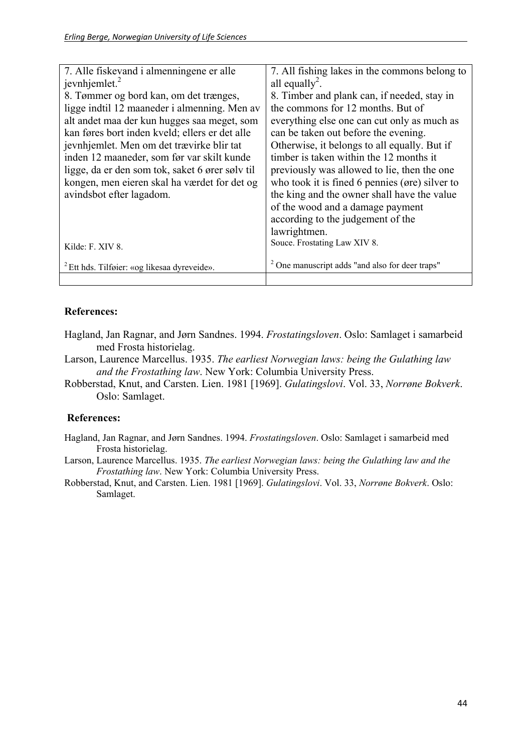| | |
|---|---|
| 7. Alle fiskevand i almenningene er alle jevnhjemlet.[2]<br>8. Tømmer og bord kan, om det trænges, ligge indtil 12 maaneder i almenning. Men av alt andet maa der kun hugges saa meget, som kan føres bort inden kveld; ellers er det alle jevnhjemlet. Men om det trævirke blir tat inden 12 maaneder, som før var skilt kunde ligge, da er den som tok, saket 6 ører sølv til kongen, men eieren skal ha værdet for det og avindsbot efter lagadom.<br><br>Kilde: F. XIV 8.<br><br>[2] Ett hds. Tilføier: «og likesaa dyreveide». | 7. All fishing lakes in the commons belong to all equally[2].<br>8. Timber and plank can, if needed, stay in the commons for 12 months. But of everything else one can cut only as much as can be taken out before the evening. Otherwise, it belongs to all equally. But if timber is taken within the 12 months it previously was allowed to lie, then the one who took it is fined 6 pennies (øre) silver to the king and the owner shall have the value of the wood and a damage payment according to the judgement of the lawrightmen.<br>Souce. Frostating Law XIV 8.<br><br>[2] One manuscript adds "and also for deer traps" |
| | |

**References:**

Hagland, Jan Ragnar, and Jørn Sandnes. 1994. *Frostatingsloven*. Oslo: Samlaget i samarbeid med Frosta historielag.

Larson, Laurence Marcellus. 1935. *The earliest Norwegian laws: being the Gulathing law and the Frostathing law*. New York: Columbia University Press.

Robberstad, Knut, and Carsten. Lien. 1981 [1969]. *Gulatingslovi*. Vol. 33, *Norrøne Bokverk*. Oslo: Samlaget.

**References:**

Hagland, Jan Ragnar, and Jørn Sandnes. 1994. *Frostatingsloven*. Oslo: Samlaget i samarbeid med Frosta historielag.

Larson, Laurence Marcellus. 1935. *The earliest Norwegian laws: being the Gulathing law and the Frostathing law*. New York: Columbia University Press.

Robberstad, Knut, and Carsten. Lien. 1981 [1969]. *Gulatingslovi*. Vol. 33, *Norrøne Bokverk*. Oslo: Samlaget.